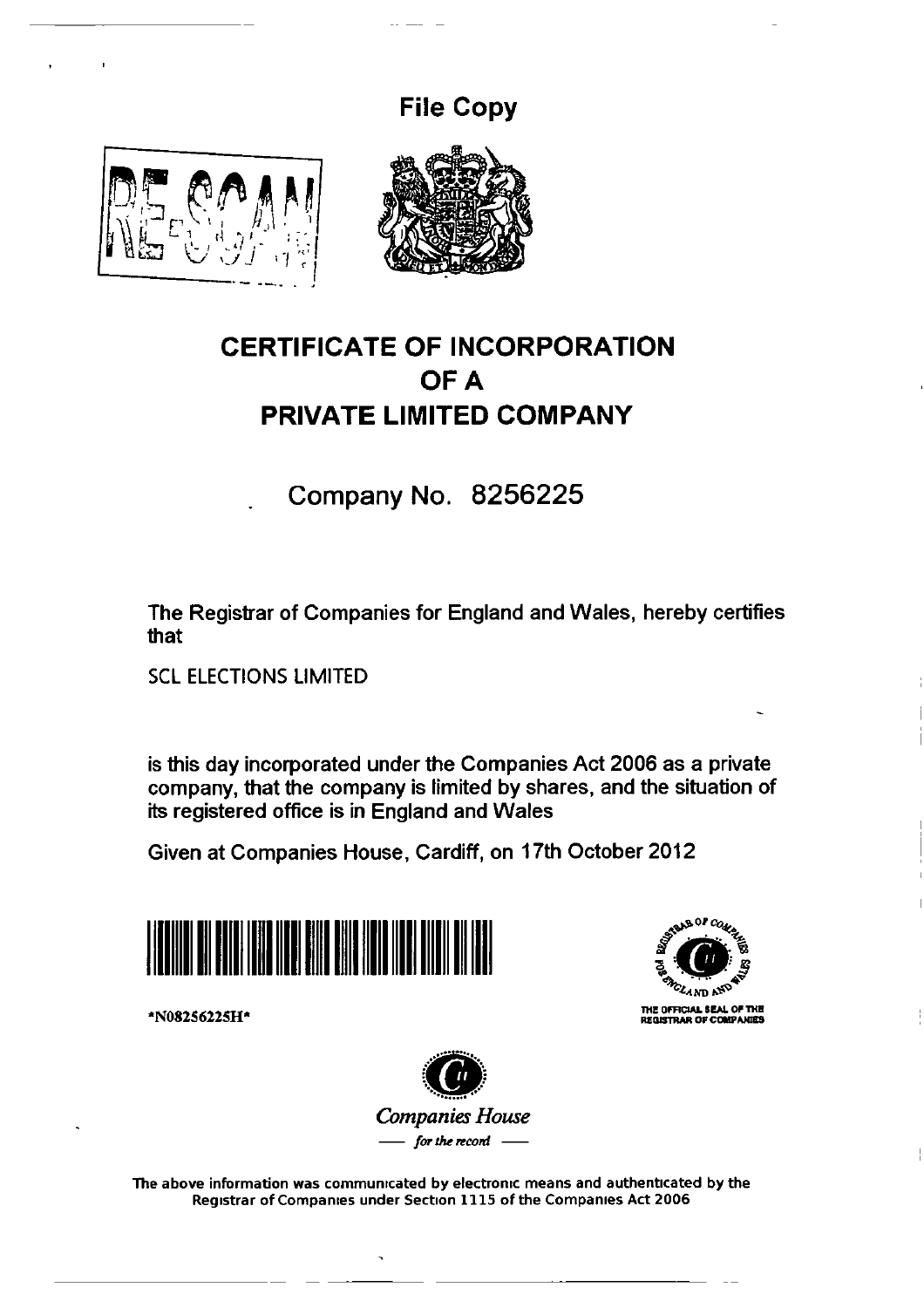File Copy

RE-SCAN

# CERTIFICATE OF INCORPORATION OF A PRIVATE LIMITED COMPANY

## Company No. 8256225

The Registrar of Companies for England and Wales, hereby certifies that

SCL ELECTIONS LIMITED

is this day incorporated under the Companies Act 2006 as a private company, that the company is limited by shares, and the situation of its registered office is in England and Wales

Given at Companies House, Cardiff, on 17th October 2012

*N08256225H*

THE OFFICIAL SEAL OF THE REGISTRAR OF COMPANIES

*Companies House*
— *for the record* —

The above information was communicated by electronic means and authenticated by the Registrar of Companies under Section 1115 of the Companies Act 2006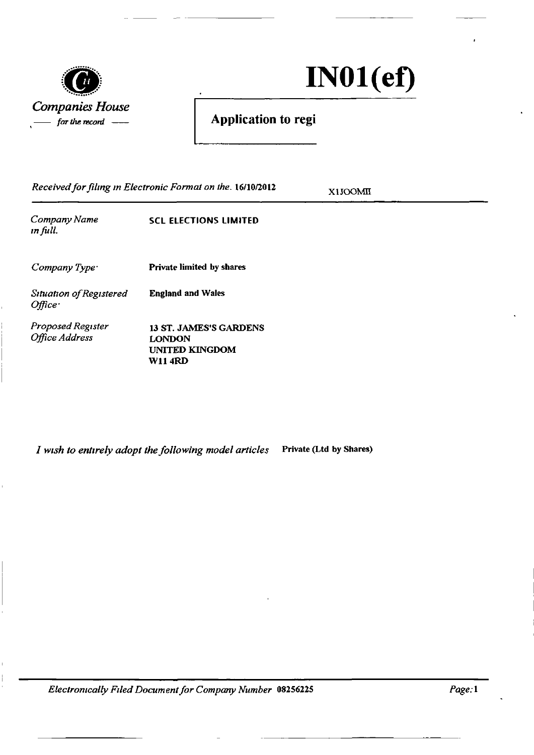Companies House

— for the record —

# IN01(ef)

## Application to regi

*Received for filing in Electronic Format on the:* 16/10/2012 X1JOOMII

| | |
|---|---|
| *Company Name in full.* | SCL ELECTIONS LIMITED |
| *Company Type:* | **Private limited by shares** |
| *Situation of Registered Office:* | **England and Wales** |
| *Proposed Register Office Address* | **13 ST. JAMES'S GARDENS**<br>**LONDON**<br>**UNITED KINGDOM**<br>**W11 4RD** |

*I wish to entirely adopt the following model articles* **Private (Ltd by Shares)**

*Electronically Filed Document for Company Number* **08256225**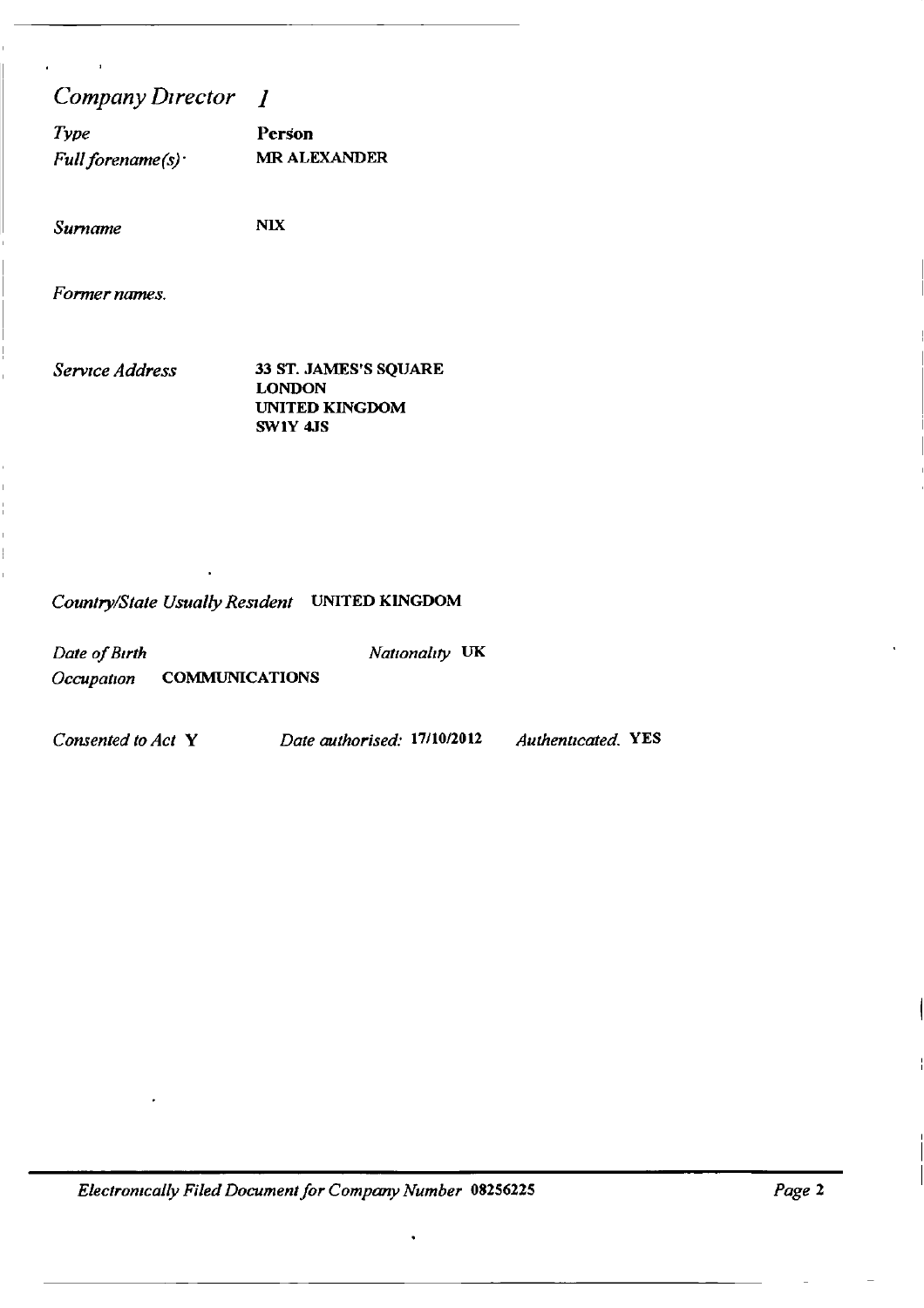## *Company Director 1*

| | |
|---|---|
| *Type* | **Person** |
| *Full forename(s):* | **MR ALEXANDER** |
| *Surname* | **NIX** |
| *Former names.* | |
| *Service Address* | **33 ST. JAMES'S SQUARE**<br>**LONDON**<br>**UNITED KINGDOM**<br>**SW1Y 4JS** |

*Country/State Usually Resident* **UNITED KINGDOM**

*Date of Birth* *Nationality* **UK**

*Occupation* **COMMUNICATIONS**

*Consented to Act* **Y** *Date authorised:* **17/10/2012** *Authenticated.* **YES**

*Electronically Filed Document for Company Number* **08256225**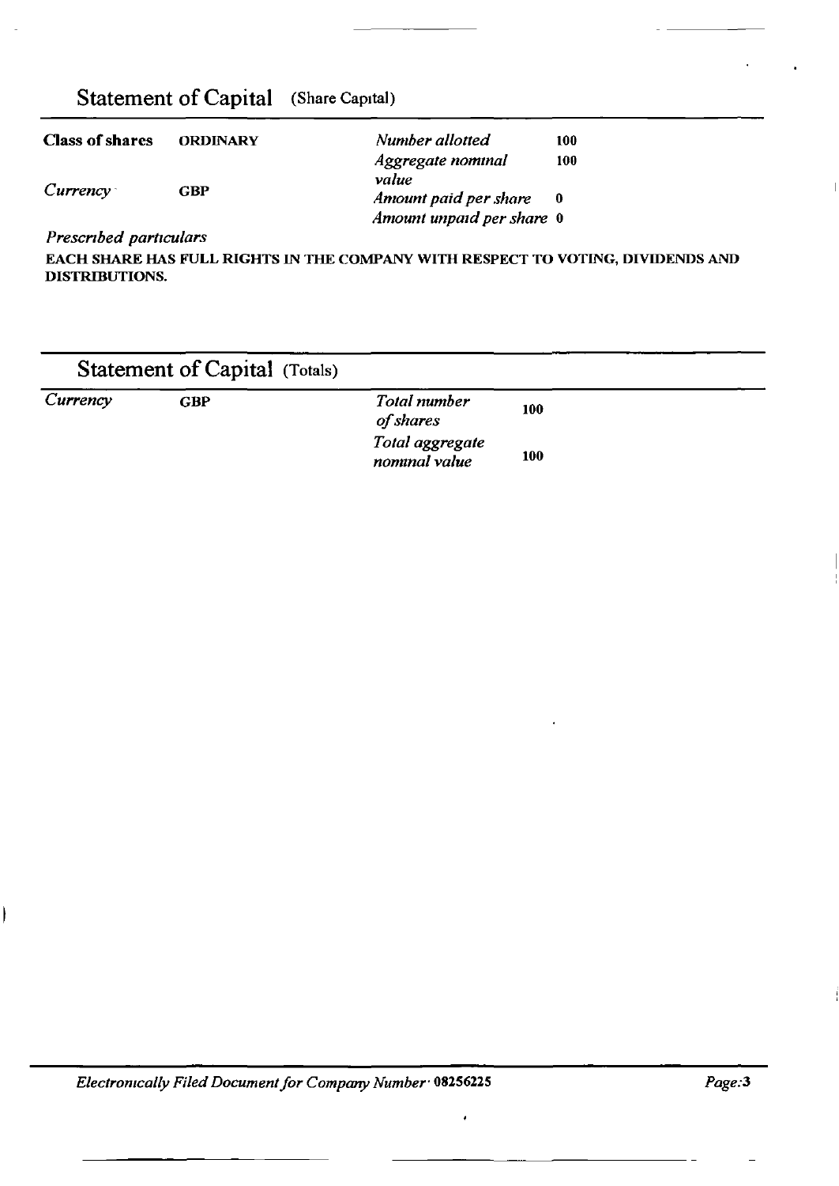## Statement of Capital (Share Capital)

| **Class of shares** | **ORDINARY** | *Number allotted* | **100** |
|---|---|---|---|
| | | *Aggregate nominal value* | **100** |
| *Currency* | **GBP** | *Amount paid per share* | **0** |
| | | *Amount unpaid per share* | **0** |

*Prescribed particulars*

**EACH SHARE HAS FULL RIGHTS IN THE COMPANY WITH RESPECT TO VOTING, DIVIDENDS AND DISTRIBUTIONS.**

## Statement of Capital (Totals)

| *Currency* | **GBP** | *Total number of shares* | **100** |
|---|---|---|---|
| | | *Total aggregate nominal value* | **100** |

*Electronically Filed Document for Company Number* **08256225**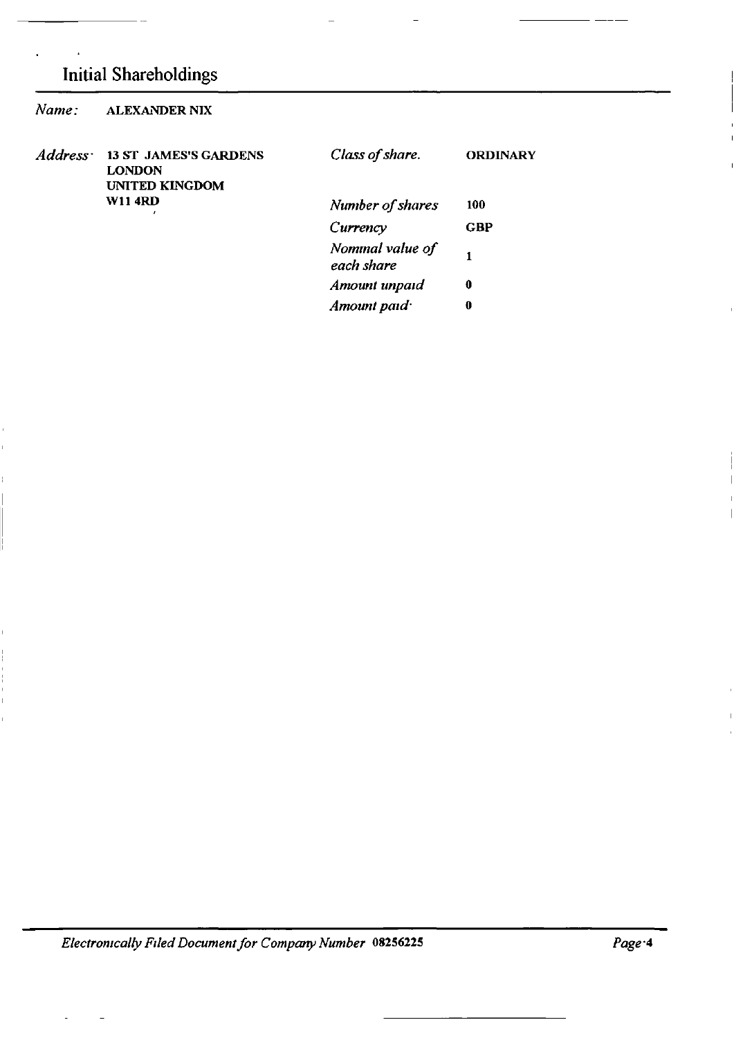# Initial Shareholdings

*Name:* **ALEXANDER NIX**

*Address:* **13 ST JAMES'S GARDENS**
**LONDON**
**UNITED KINGDOM**
**W11 4RD**

| | |
|---|---|
| *Class of share.* | **ORDINARY** |
| *Number of shares* | **100** |
| *Currency* | **GBP** |
| *Nominal value of each share* | **1** |
| *Amount unpaid* | **0** |
| *Amount paid·* | **0** |

*Electronically Filed Document for Company Number* **08256225**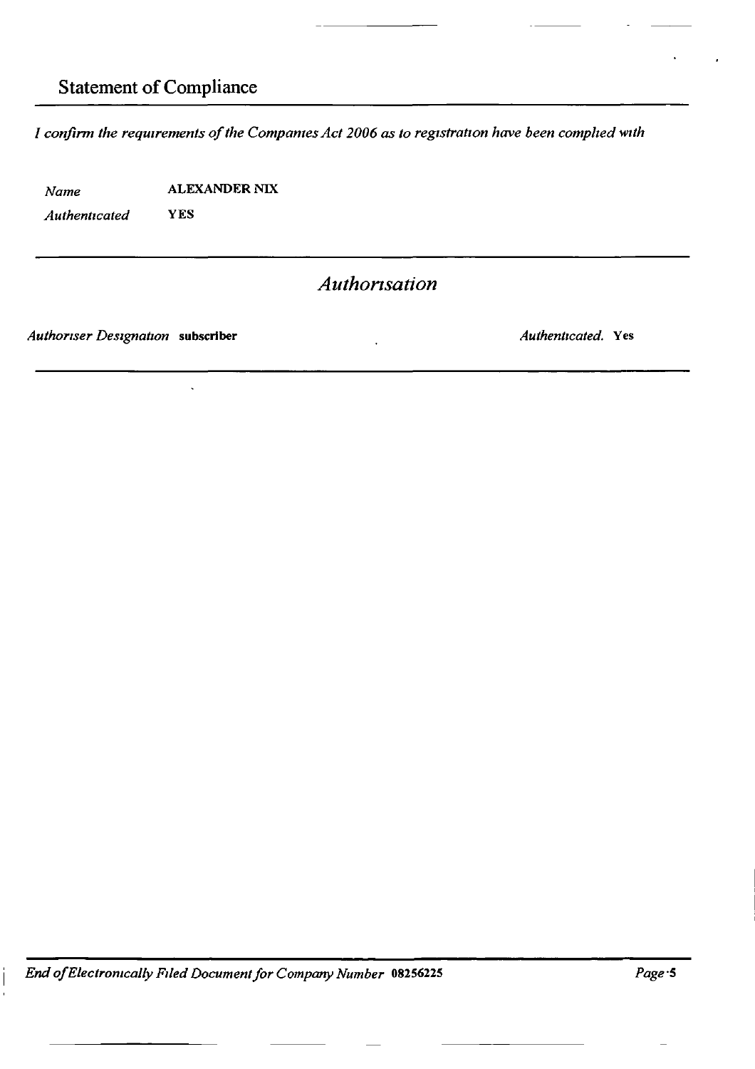## Statement of Compliance

*I confirm the requirements of the Companies Act 2006 as to registration have been complied with*

| | |
|---|---|
| *Name* | **ALEXANDER NIX** |
| *Authenticated* | **YES** |

### *Authorisation*

*Authoriser Designation* **subscriber** *Authenticated.* **Yes**

*End of Electronically Filed Document for Company Number* **08256225**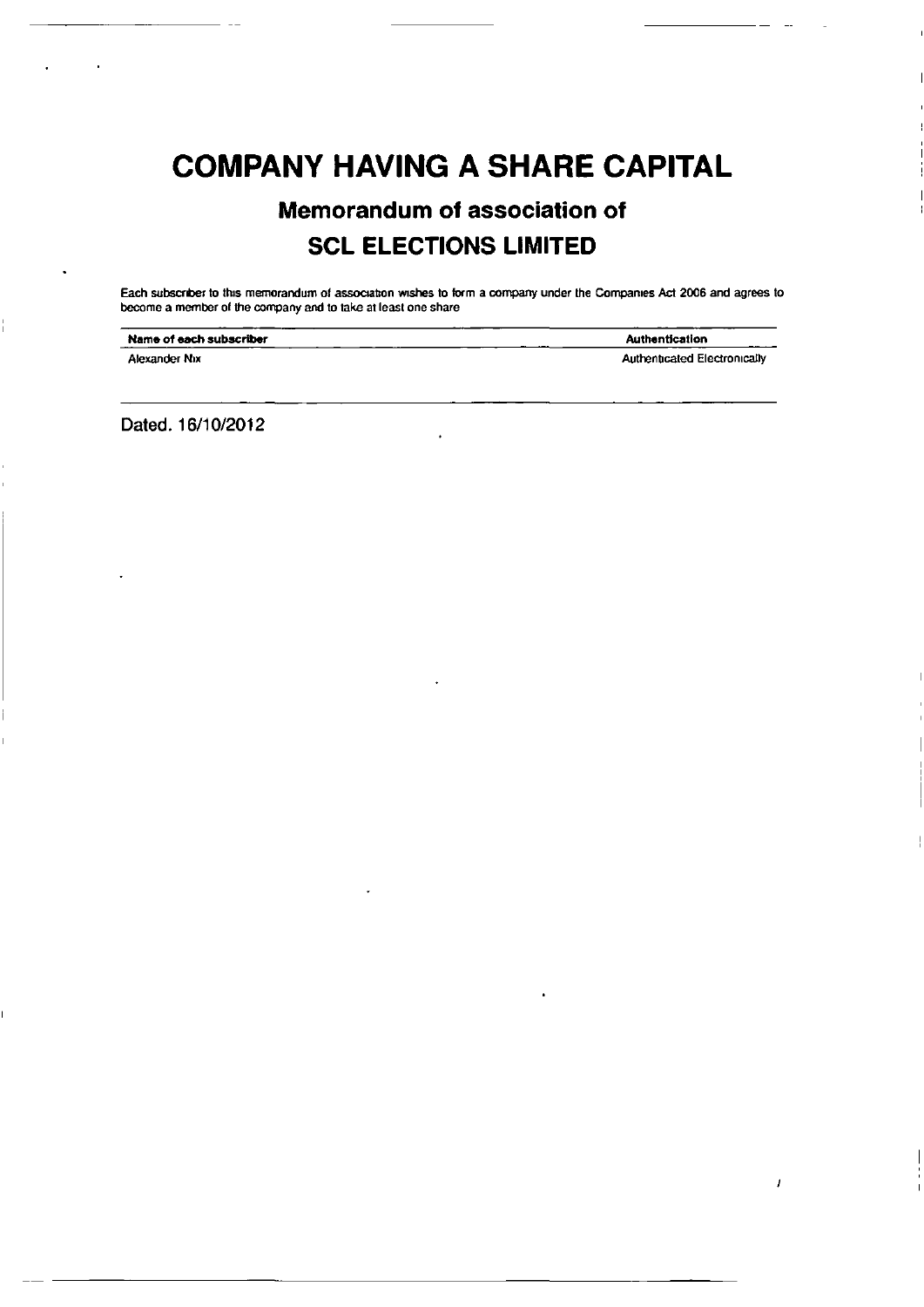# COMPANY HAVING A SHARE CAPITAL

## Memorandum of association of

## SCL ELECTIONS LIMITED

Each subscriber to this memorandum of association wishes to form a company under the Companies Act 2006 and agrees to become a member of the company and to take at least one share

| Name of each subscriber | Authentication |
| --- | --- |
| Alexander Nix | Authenticated Electronically |

Dated. 16/10/2012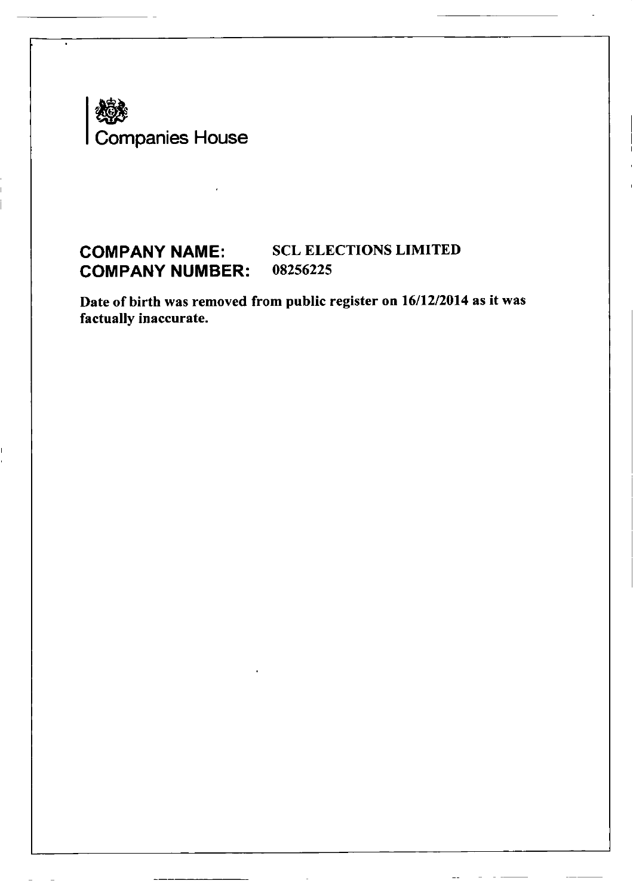Companies House

**COMPANY NAME:** SCL ELECTIONS LIMITED
**COMPANY NUMBER:** 08256225

**Date of birth was removed from public register on 16/12/2014 as it was factually inaccurate.**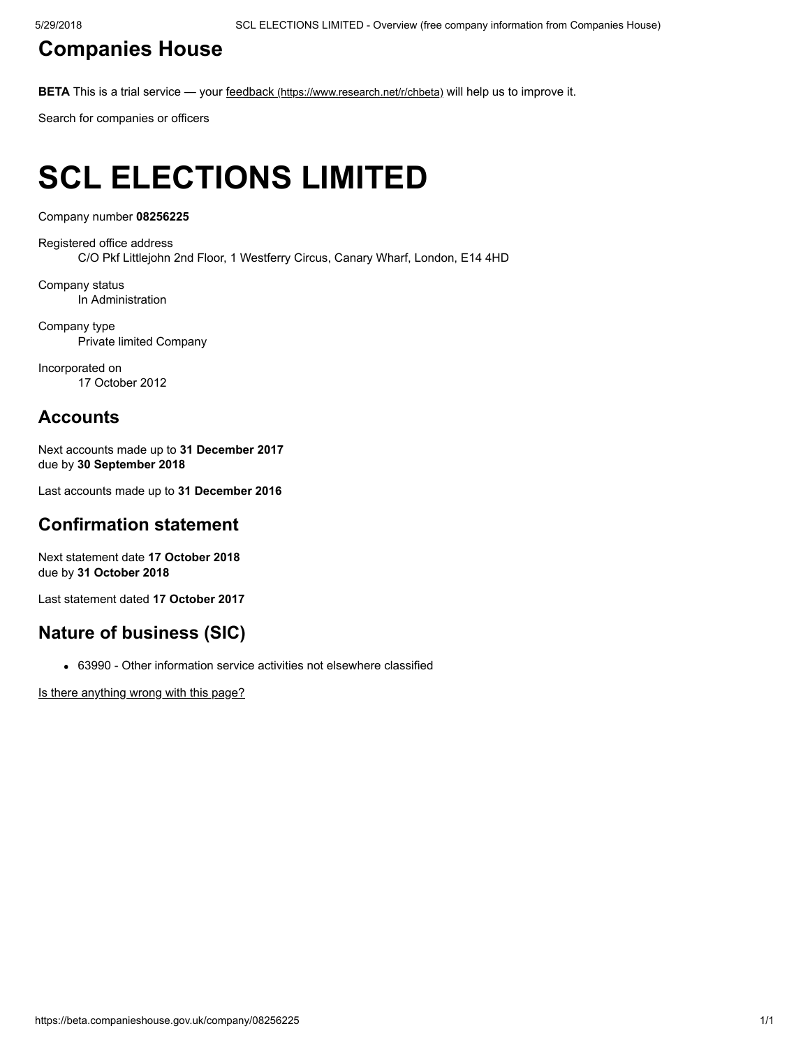## Companies House

**BETA** This is a trial service — your feedback (https://www.research.net/r/chbeta) will help us to improve it.

Search for companies or officers

# SCL ELECTIONS LIMITED

Company number **08256225**

Registered office address
C/O Pkf Littlejohn 2nd Floor, 1 Westferry Circus, Canary Wharf, London, E14 4HD

Company status
In Administration

Company type
Private limited Company

Incorporated on
17 October 2012

## Accounts

Next accounts made up to **31 December 2017**
due by **30 September 2018**

Last accounts made up to **31 December 2016**

## Confirmation statement

Next statement date **17 October 2018**
due by **31 October 2018**

Last statement dated **17 October 2017**

## Nature of business (SIC)

- 63990 - Other information service activities not elsewhere classified

Is there anything wrong with this page?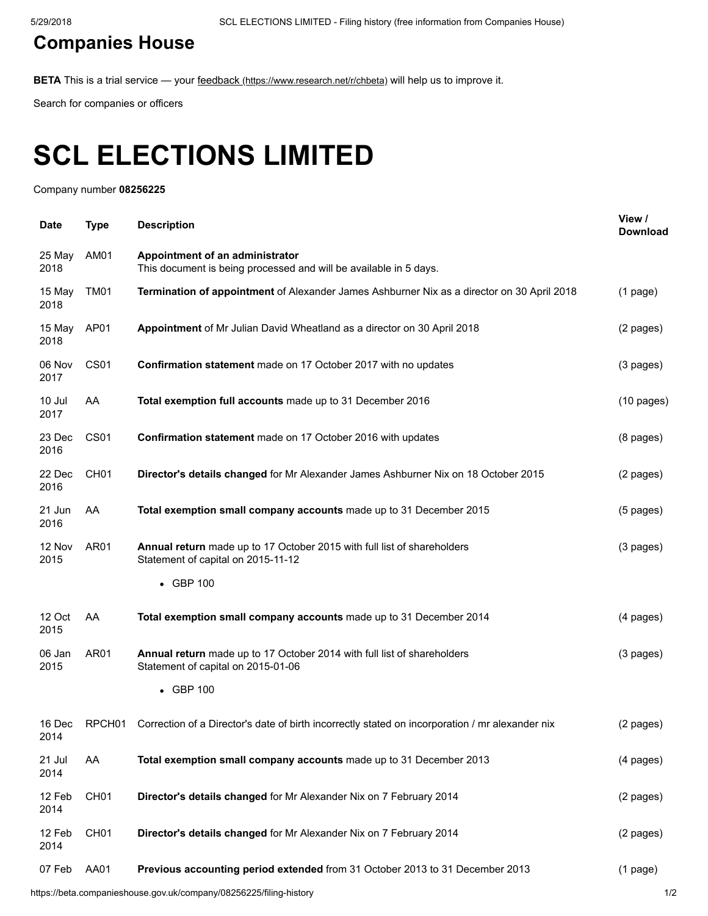## Companies House

**BETA** This is a trial service — your feedback (https://www.research.net/r/chbeta) will help us to improve it.

Search for companies or officers

# SCL ELECTIONS LIMITED

Company number **08256225**

| Date | Type | Description | View / Download |
|---|---|---|---|
| 25 May 2018 | AM01 | **Appointment of an administrator**<br>This document is being processed and will be available in 5 days. | |
| 15 May 2018 | TM01 | **Termination of appointment** of Alexander James Ashburner Nix as a director on 30 April 2018 | (1 page) |
| 15 May 2018 | AP01 | **Appointment** of Mr Julian David Wheatland as a director on 30 April 2018 | (2 pages) |
| 06 Nov 2017 | CS01 | **Confirmation statement** made on 17 October 2017 with no updates | (3 pages) |
| 10 Jul 2017 | AA | **Total exemption full accounts** made up to 31 December 2016 | (10 pages) |
| 23 Dec 2016 | CS01 | **Confirmation statement** made on 17 October 2016 with updates | (8 pages) |
| 22 Dec 2016 | CH01 | **Director's details changed** for Mr Alexander James Ashburner Nix on 18 October 2015 | (2 pages) |
| 21 Jun 2016 | AA | **Total exemption small company accounts** made up to 31 December 2015 | (5 pages) |
| 12 Nov 2015 | AR01 | **Annual return** made up to 17 October 2015 with full list of shareholders<br>Statement of capital on 2015-11-12<br>• GBP 100 | (3 pages) |
| 12 Oct 2015 | AA | **Total exemption small company accounts** made up to 31 December 2014 | (4 pages) |
| 06 Jan 2015 | AR01 | **Annual return** made up to 17 October 2014 with full list of shareholders<br>Statement of capital on 2015-01-06<br>• GBP 100 | (3 pages) |
| 16 Dec 2014 | RPCH01 | Correction of a Director's date of birth incorrectly stated on incorporation / mr alexander nix | (2 pages) |
| 21 Jul 2014 | AA | **Total exemption small company accounts** made up to 31 December 2013 | (4 pages) |
| 12 Feb 2014 | CH01 | **Director's details changed** for Mr Alexander Nix on 7 February 2014 | (2 pages) |
| 12 Feb 2014 | CH01 | **Director's details changed** for Mr Alexander Nix on 7 February 2014 | (2 pages) |
| 07 Feb | AA01 | **Previous accounting period extended** from 31 October 2013 to 31 December 2013 | (1 page) |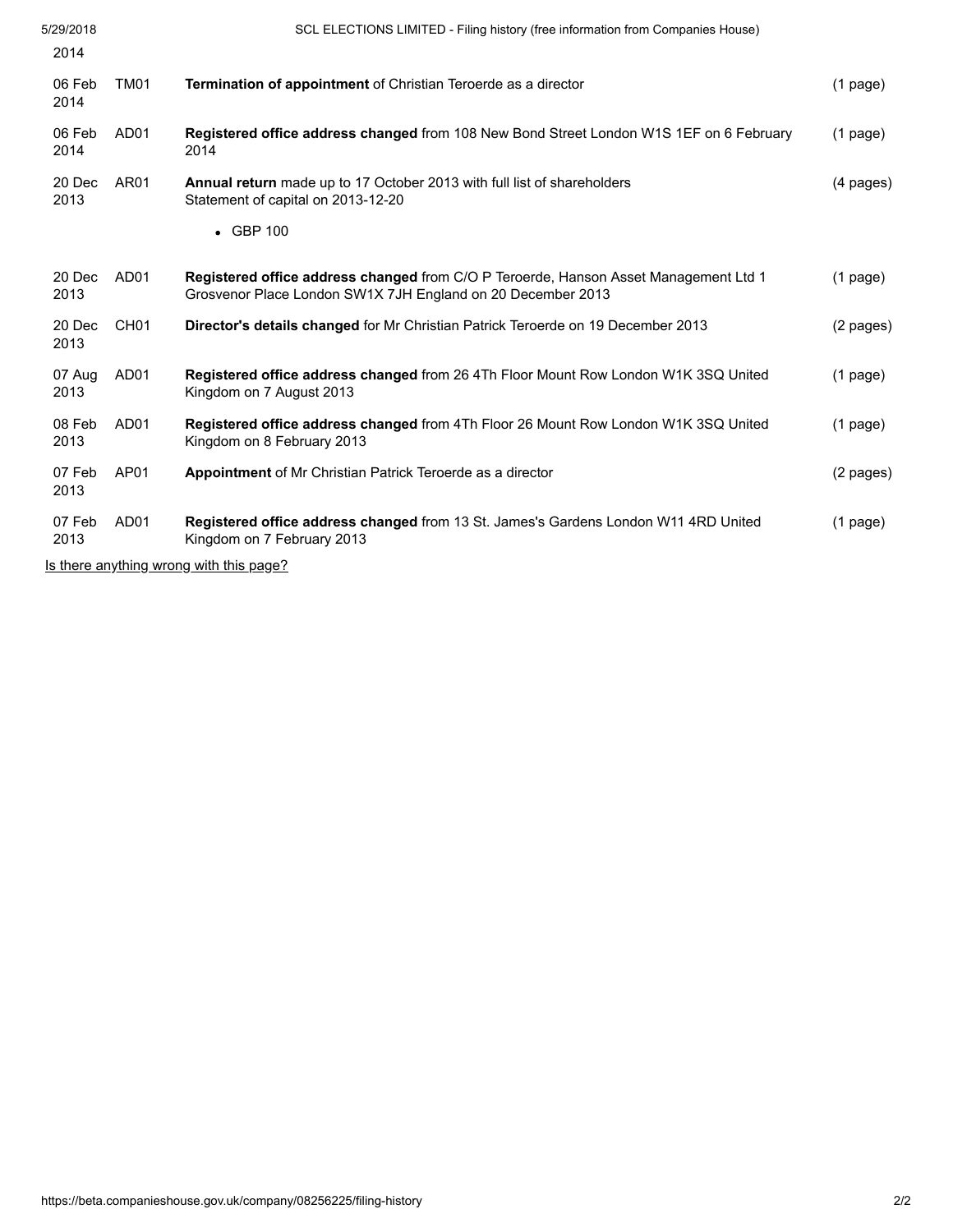2014

| | | | |
|---|---|---|---|
| 06 Feb 2014 | TM01 | **Termination of appointment** of Christian Teroerde as a director | (1 page) |
| 06 Feb 2014 | AD01 | **Registered office address changed** from 108 New Bond Street London W1S 1EF on 6 February 2014 | (1 page) |
| 20 Dec 2013 | AR01 | **Annual return** made up to 17 October 2013 with full list of shareholders<br>Statement of capital on 2013-12-20<br>• GBP 100 | (4 pages) |
| 20 Dec 2013 | AD01 | **Registered office address changed** from C/O P Teroerde, Hanson Asset Management Ltd 1 Grosvenor Place London SW1X 7JH England on 20 December 2013 | (1 page) |
| 20 Dec 2013 | CH01 | **Director's details changed** for Mr Christian Patrick Teroerde on 19 December 2013 | (2 pages) |
| 07 Aug 2013 | AD01 | **Registered office address changed** from 26 4Th Floor Mount Row London W1K 3SQ United Kingdom on 7 August 2013 | (1 page) |
| 08 Feb 2013 | AD01 | **Registered office address changed** from 4Th Floor 26 Mount Row London W1K 3SQ United Kingdom on 8 February 2013 | (1 page) |
| 07 Feb 2013 | AP01 | **Appointment** of Mr Christian Patrick Teroerde as a director | (2 pages) |
| 07 Feb 2013 | AD01 | **Registered office address changed** from 13 St. James's Gardens London W11 4RD United Kingdom on 7 February 2013 | (1 page) |

Is there anything wrong with this page?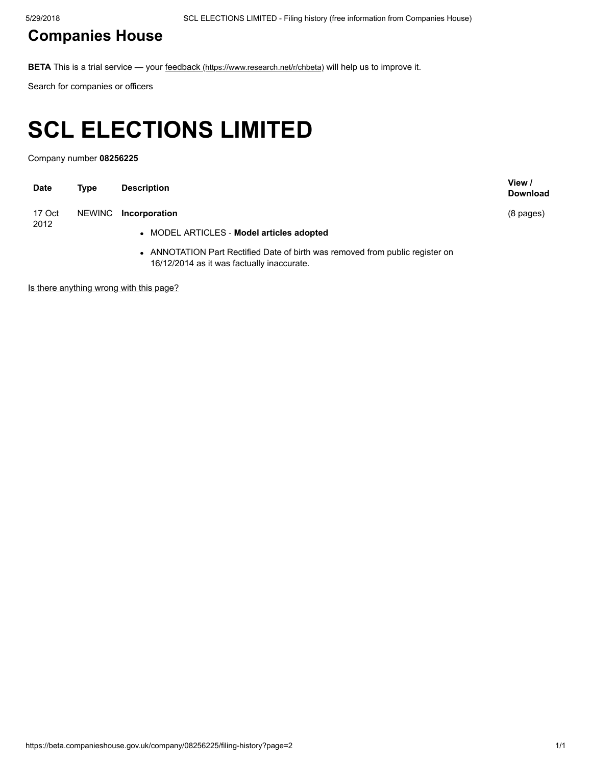## Companies House

**BETA** This is a trial service — your feedback (https://www.research.net/r/chbeta) will help us to improve it.

Search for companies or officers

# SCL ELECTIONS LIMITED

Company number **08256225**

| Date | Type | Description | View / Download |
|---|---|---|---|
| 17 Oct 2012 | NEWINC | **Incorporation**<br>• MODEL ARTICLES - **Model articles adopted**<br>• ANNOTATION Part Rectified Date of birth was removed from public register on 16/12/2014 as it was factually inaccurate. | (8 pages) |

Is there anything wrong with this page?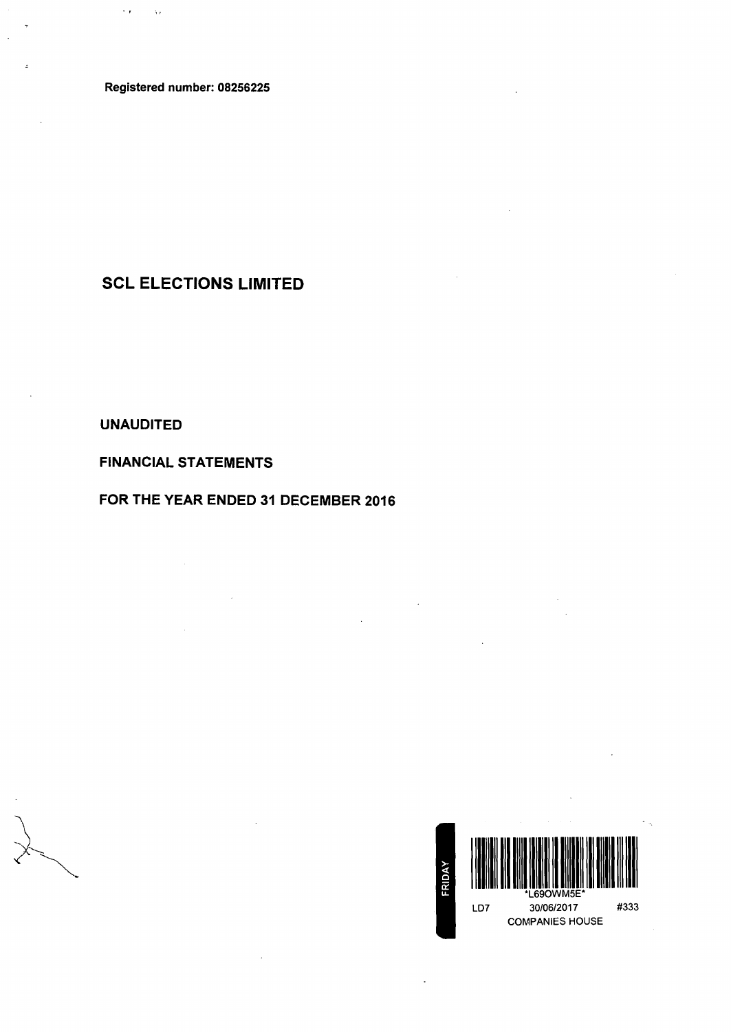Registered number: 08256225

# SCL ELECTIONS LIMITED

**UNAUDITED**

**FINANCIAL STATEMENTS**

**FOR THE YEAR ENDED 31 DECEMBER 2016**

FRIDAY

*L69OWM5E*

LD7 30/06/2017 #333

COMPANIES HOUSE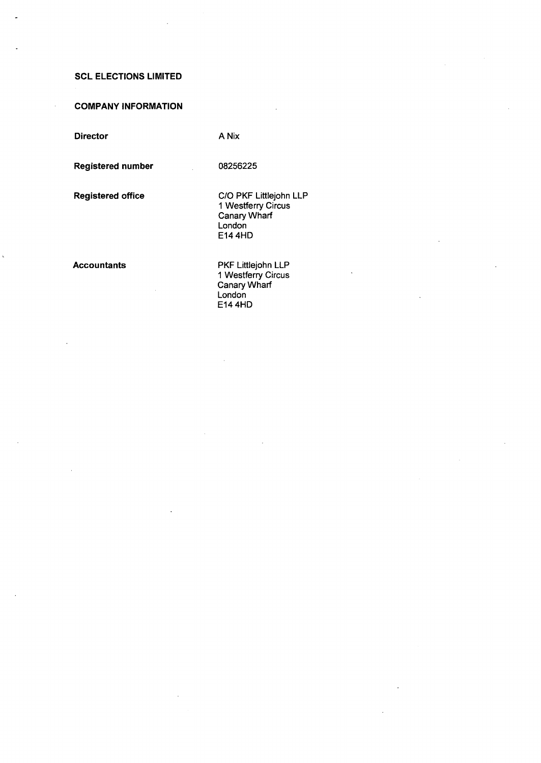**SCL ELECTIONS LIMITED**

**COMPANY INFORMATION**

| | |
|---|---|
| **Director** | A Nix |
| **Registered number** | 08256225 |
| **Registered office** | C/O PKF Littlejohn LLP<br>1 Westferry Circus<br>Canary Wharf<br>London<br>E14 4HD |
| **Accountants** | PKF Littlejohn LLP<br>1 Westferry Circus<br>Canary Wharf<br>London<br>E14 4HD |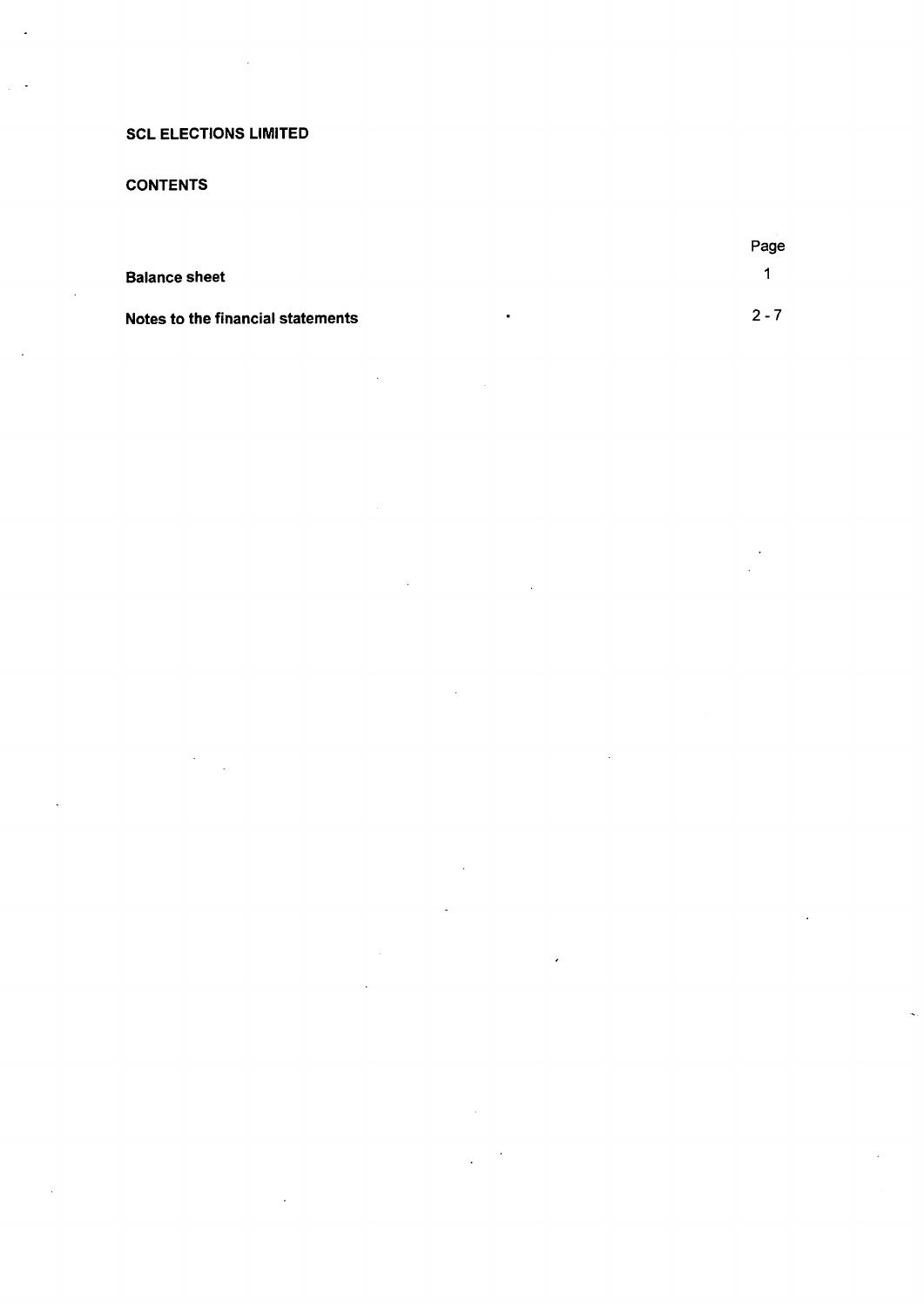**SCL ELECTIONS LIMITED**

**CONTENTS**

| | Page |
|---|---|
| **Balance sheet** | 1 |
| **Notes to the financial statements** | 2 - 7 |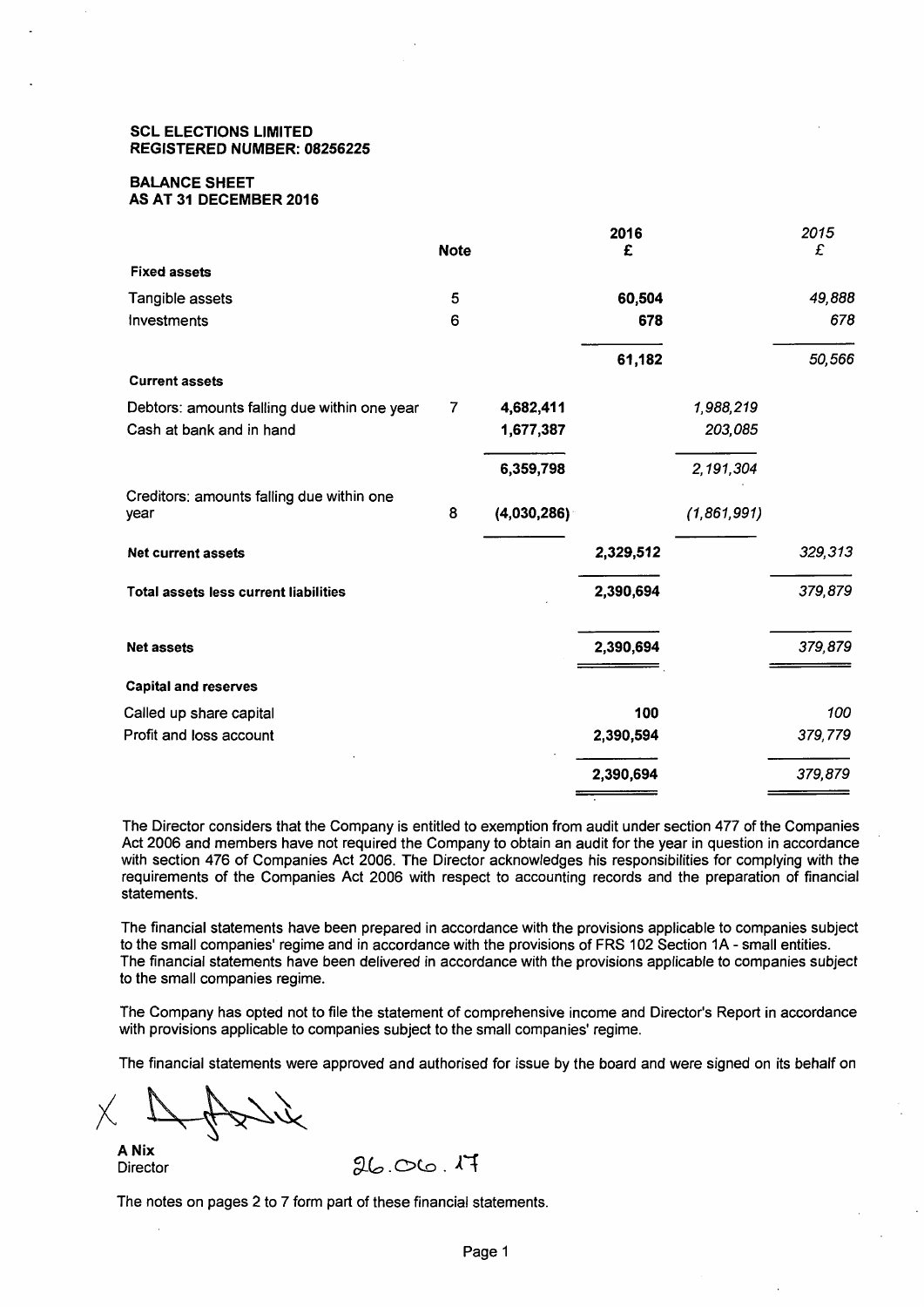**SCL ELECTIONS LIMITED**
**REGISTERED NUMBER: 08256225**

## BALANCE SHEET
## AS AT 31 DECEMBER 2016

| | Note | | 2016 £ | | 2015 £ |
|---|---|---|---|---|---|
| **Fixed assets** | | | | | |
| Tangible assets | 5 | | **60,504** | | *49,888* |
| Investments | 6 | | **678** | | *678* |
| | | | **61,182** | | *50,566* |
| **Current assets** | | | | | |
| Debtors: amounts falling due within one year | 7 | **4,682,411** | | *1,988,219* | |
| Cash at bank and in hand | | **1,677,387** | | *203,085* | |
| | | **6,359,798** | | *2,191,304* | |
| Creditors: amounts falling due within one year | 8 | **(4,030,286)** | | *(1,861,991)* | |
| **Net current assets** | | | **2,329,512** | | *329,313* |
| **Total assets less current liabilities** | | | **2,390,694** | | *379,879* |
| **Net assets** | | | **2,390,694** | | *379,879* |
| **Capital and reserves** | | | | | |
| Called up share capital | | | **100** | | *100* |
| Profit and loss account | | | **2,390,594** | | *379,779* |
| | | | **2,390,694** | | *379,879* |

The Director considers that the Company is entitled to exemption from audit under section 477 of the Companies Act 2006 and members have not required the Company to obtain an audit for the year in question in accordance with section 476 of Companies Act 2006. The Director acknowledges his responsibilities for complying with the requirements of the Companies Act 2006 with respect to accounting records and the preparation of financial statements.

The financial statements have been prepared in accordance with the provisions applicable to companies subject to the small companies' regime and in accordance with the provisions of FRS 102 Section 1A - small entities. The financial statements have been delivered in accordance with the provisions applicable to companies subject to the small companies regime.

The Company has opted not to file the statement of comprehensive income and Director's Report in accordance with provisions applicable to companies subject to the small companies' regime.

The financial statements were approved and authorised for issue by the board and were signed on its behalf on

**A Nix**
Director

26.06.17

The notes on pages 2 to 7 form part of these financial statements.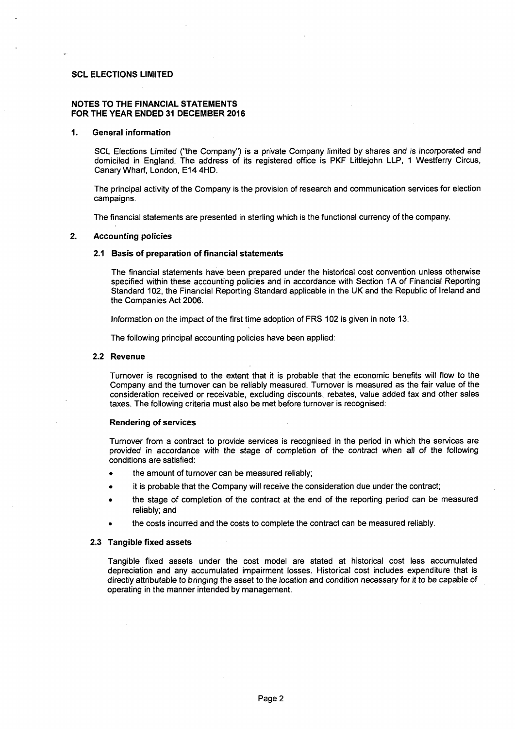**SCL ELECTIONS LIMITED**

**NOTES TO THE FINANCIAL STATEMENTS**
**FOR THE YEAR ENDED 31 DECEMBER 2016**

## 1. General information

SCL Elections Limited ("the Company") is a private Company limited by shares and is incorporated and domiciled in England. The address of its registered office is PKF Littlejohn LLP, 1 Westferry Circus, Canary Wharf, London, E14 4HD.

The principal activity of the Company is the provision of research and communication services for election campaigns.

The financial statements are presented in sterling which is the functional currency of the company.

## 2. Accounting policies

### 2.1 Basis of preparation of financial statements

The financial statements have been prepared under the historical cost convention unless otherwise specified within these accounting policies and in accordance with Section 1A of Financial Reporting Standard 102, the Financial Reporting Standard applicable in the UK and the Republic of Ireland and the Companies Act 2006.

Information on the impact of the first time adoption of FRS 102 is given in note 13.

The following principal accounting policies have been applied:

### 2.2 Revenue

Turnover is recognised to the extent that it is probable that the economic benefits will flow to the Company and the turnover can be reliably measured. Turnover is measured as the fair value of the consideration received or receivable, excluding discounts, rebates, value added tax and other sales taxes. The following criteria must also be met before turnover is recognised:

**Rendering of services**

Turnover from a contract to provide services is recognised in the period in which the services are provided in accordance with the stage of completion of the contract when all of the following conditions are satisfied:

- the amount of turnover can be measured reliably;
- it is probable that the Company will receive the consideration due under the contract;
- the stage of completion of the contract at the end of the reporting period can be measured reliably; and
- the costs incurred and the costs to complete the contract can be measured reliably.

### 2.3 Tangible fixed assets

Tangible fixed assets under the cost model are stated at historical cost less accumulated depreciation and any accumulated impairment losses. Historical cost includes expenditure that is directly attributable to bringing the asset to the location and condition necessary for it to be capable of operating in the manner intended by management.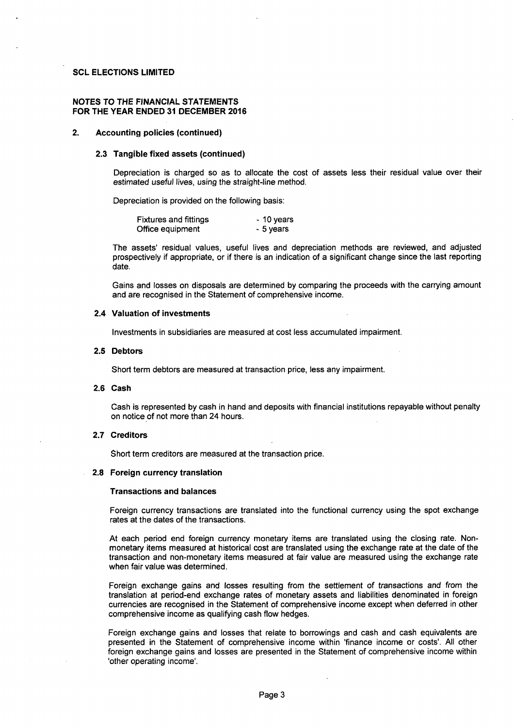**SCL ELECTIONS LIMITED**

**NOTES TO THE FINANCIAL STATEMENTS**
**FOR THE YEAR ENDED 31 DECEMBER 2016**

## 2. Accounting policies (continued)

### 2.3 Tangible fixed assets (continued)

Depreciation is charged so as to allocate the cost of assets less their residual value over their estimated useful lives, using the straight-line method.

Depreciation is provided on the following basis:

| | |
|---|---|
| Fixtures and fittings | - 10 years |
| Office equipment | - 5 years |

The assets' residual values, useful lives and depreciation methods are reviewed, and adjusted prospectively if appropriate, or if there is an indication of a significant change since the last reporting date.

Gains and losses on disposals are determined by comparing the proceeds with the carrying amount and are recognised in the Statement of comprehensive income.

### 2.4 Valuation of investments

Investments in subsidiaries are measured at cost less accumulated impairment.

### 2.5 Debtors

Short term debtors are measured at transaction price, less any impairment.

### 2.6 Cash

Cash is represented by cash in hand and deposits with financial institutions repayable without penalty on notice of not more than 24 hours.

### 2.7 Creditors

Short term creditors are measured at the transaction price.

### 2.8 Foreign currency translation

**Transactions and balances**

Foreign currency transactions are translated into the functional currency using the spot exchange rates at the dates of the transactions.

At each period end foreign currency monetary items are translated using the closing rate. Non-monetary items measured at historical cost are translated using the exchange rate at the date of the transaction and non-monetary items measured at fair value are measured using the exchange rate when fair value was determined.

Foreign exchange gains and losses resulting from the settlement of transactions and from the translation at period-end exchange rates of monetary assets and liabilities denominated in foreign currencies are recognised in the Statement of comprehensive income except when deferred in other comprehensive income as qualifying cash flow hedges.

Foreign exchange gains and losses that relate to borrowings and cash and cash equivalents are presented in the Statement of comprehensive income within 'finance income or costs'. All other foreign exchange gains and losses are presented in the Statement of comprehensive income within 'other operating income'.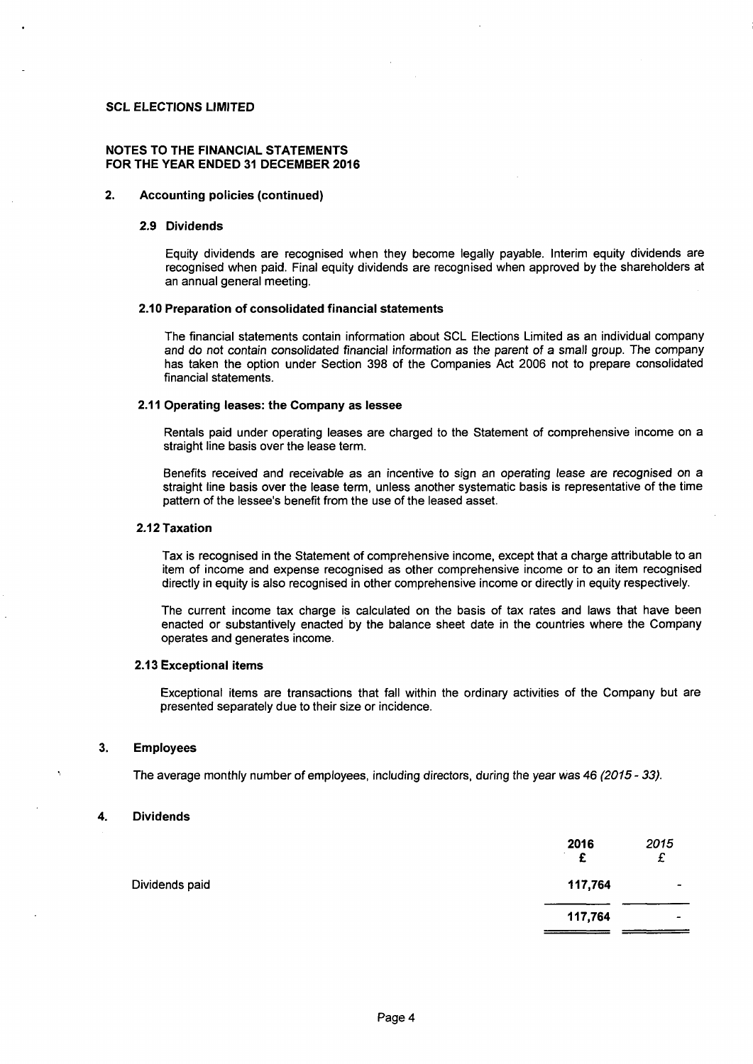**SCL ELECTIONS LIMITED**

**NOTES TO THE FINANCIAL STATEMENTS**
**FOR THE YEAR ENDED 31 DECEMBER 2016**

## 2. Accounting policies (continued)

### 2.9 Dividends

Equity dividends are recognised when they become legally payable. Interim equity dividends are recognised when paid. Final equity dividends are recognised when approved by the shareholders at an annual general meeting.

### 2.10 Preparation of consolidated financial statements

The financial statements contain information about SCL Elections Limited as an individual company and do not contain consolidated financial information as the parent of a small group. The company has taken the option under Section 398 of the Companies Act 2006 not to prepare consolidated financial statements.

### 2.11 Operating leases: the Company as lessee

Rentals paid under operating leases are charged to the Statement of comprehensive income on a straight line basis over the lease term.

Benefits received and receivable as an incentive to sign an operating lease are recognised on a straight line basis over the lease term, unless another systematic basis is representative of the time pattern of the lessee's benefit from the use of the leased asset.

### 2.12 Taxation

Tax is recognised in the Statement of comprehensive income, except that a charge attributable to an item of income and expense recognised as other comprehensive income or to an item recognised directly in equity is also recognised in other comprehensive income or directly in equity respectively.

The current income tax charge is calculated on the basis of tax rates and laws that have been enacted or substantively enacted by the balance sheet date in the countries where the Company operates and generates income.

### 2.13 Exceptional items

Exceptional items are transactions that fall within the ordinary activities of the Company but are presented separately due to their size or incidence.

## 3. Employees

The average monthly number of employees, including directors, during the year was 46 *(2015 - 33)*.

## 4. Dividends

| | **2016** | *2015* |
|---|---|---|
| | **£** | *£* |
| Dividends paid | **117,764** | - |
| | **117,764** | - |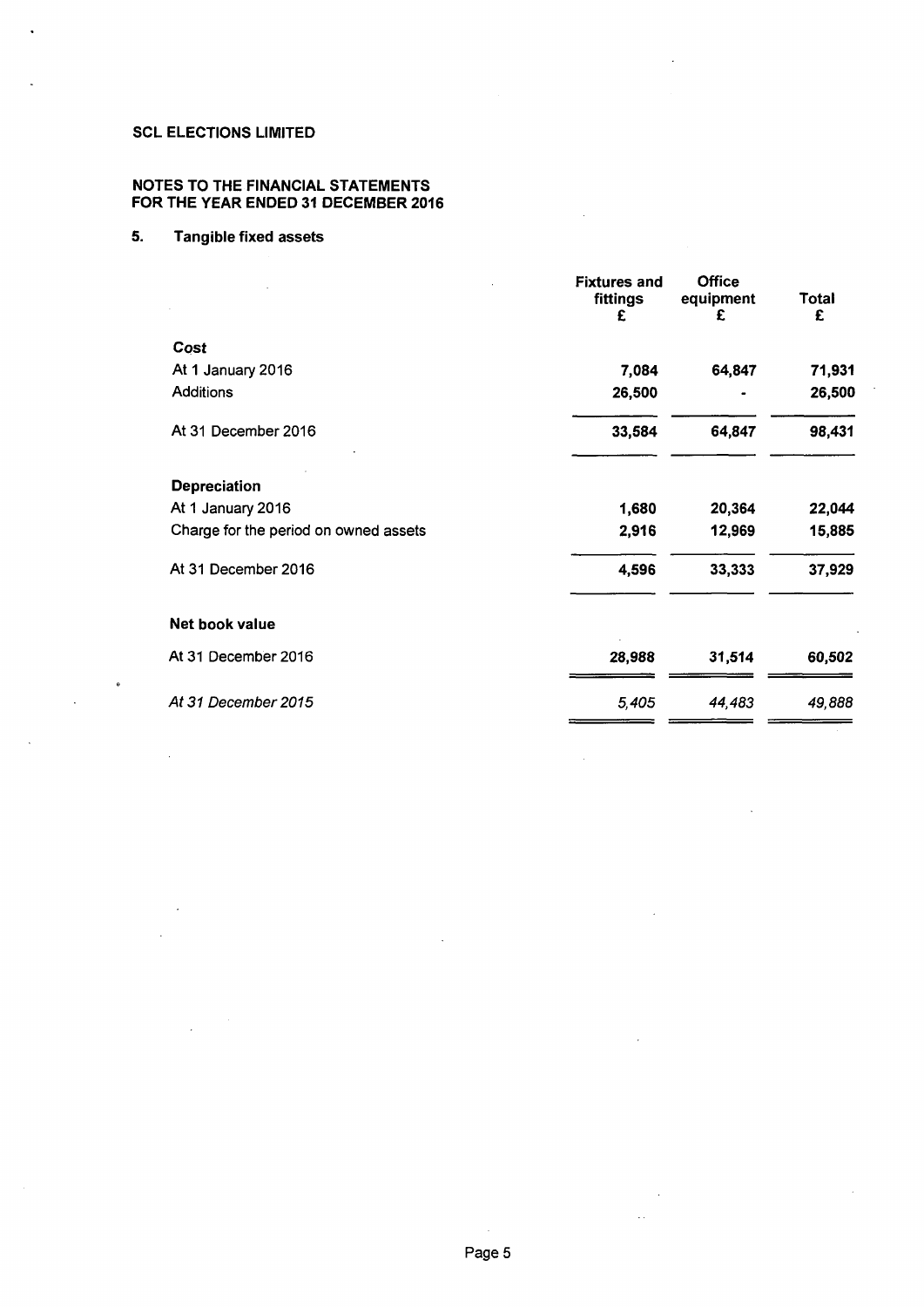**SCL ELECTIONS LIMITED**

**NOTES TO THE FINANCIAL STATEMENTS**
**FOR THE YEAR ENDED 31 DECEMBER 2016**

## 5. Tangible fixed assets

| | Fixtures and fittings £ | Office equipment £ | Total £ |
|---|---|---|---|
| **Cost** | | | |
| At 1 January 2016 | 7,084 | 64,847 | 71,931 |
| Additions | 26,500 | - | 26,500 |
| At 31 December 2016 | 33,584 | 64,847 | 98,431 |
| **Depreciation** | | | |
| At 1 January 2016 | 1,680 | 20,364 | 22,044 |
| Charge for the period on owned assets | 2,916 | 12,969 | 15,885 |
| At 31 December 2016 | 4,596 | 33,333 | 37,929 |
| **Net book value** | | | |
| At 31 December 2016 | 28,988 | 31,514 | 60,502 |
| *At 31 December 2015* | *5,405* | *44,483* | *49,888* |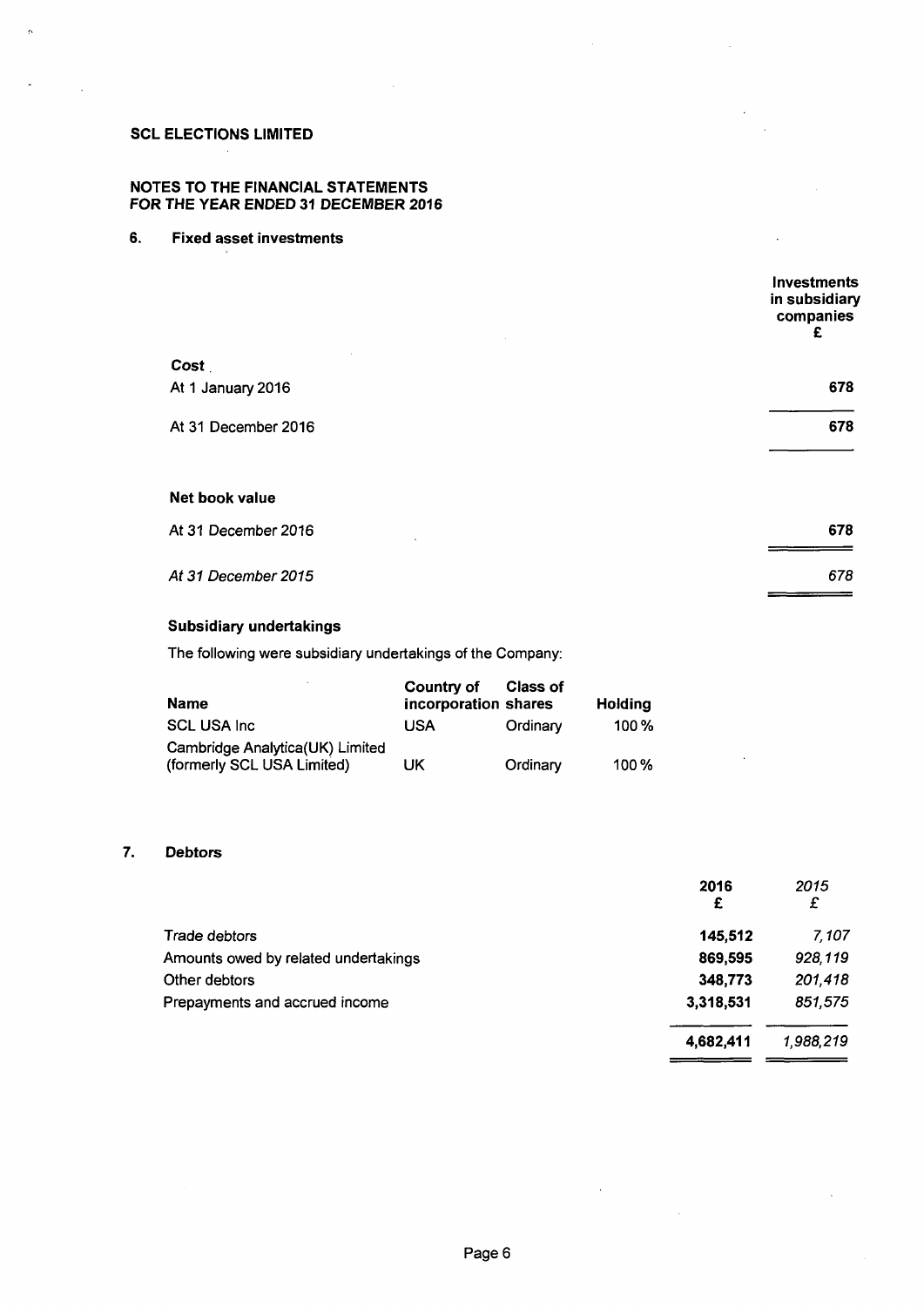**SCL ELECTIONS LIMITED**

**NOTES TO THE FINANCIAL STATEMENTS FOR THE YEAR ENDED 31 DECEMBER 2016**

## 6. Fixed asset investments

| | Investments in subsidiary companies £ |
|---|---|
| **Cost** | |
| At 1 January 2016 | **678** |
| At 31 December 2016 | **678** |
| **Net book value** | |
| At 31 December 2016 | **678** |
| *At 31 December 2015* | *678* |

### Subsidiary undertakings

The following were subsidiary undertakings of the Company:

| Name | Country of incorporation | Class of shares | Holding |
|---|---|---|---|
| SCL USA Inc | USA | Ordinary | 100 % |
| Cambridge Analytica(UK) Limited (formerly SCL USA Limited) | UK | Ordinary | 100 % |

## 7. Debtors

| | 2016 £ | *2015 £* |
|---|---|---|
| Trade debtors | **145,512** | *7,107* |
| Amounts owed by related undertakings | **869,595** | *928,119* |
| Other debtors | **348,773** | *201,418* |
| Prepayments and accrued income | **3,318,531** | *851,575* |
| | **4,682,411** | *1,988,219* |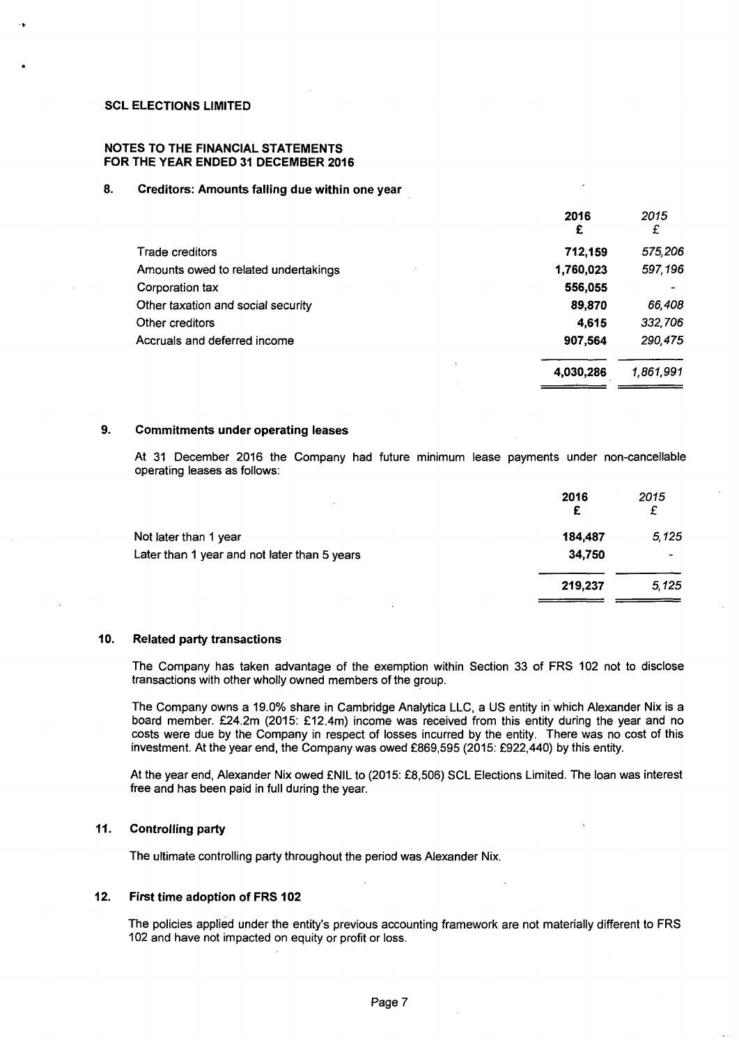**SCL ELECTIONS LIMITED**

**NOTES TO THE FINANCIAL STATEMENTS**
**FOR THE YEAR ENDED 31 DECEMBER 2016**

## 8. Creditors: Amounts falling due within one year

| | 2016 £ | *2015 £* |
|---|---|---|
| Trade creditors | **712,159** | *575,206* |
| Amounts owed to related undertakings | **1,760,023** | *597,196* |
| Corporation tax | **556,055** | - |
| Other taxation and social security | **89,870** | *66,408* |
| Other creditors | **4,615** | *332,706* |
| Accruals and deferred income | **907,564** | *290,475* |
| | **4,030,286** | *1,861,991* |

## 9. Commitments under operating leases

At 31 December 2016 the Company had future minimum lease payments under non-cancellable operating leases as follows:

| | 2016 £ | *2015 £* |
|---|---|---|
| Not later than 1 year | **184,487** | *5,125* |
| Later than 1 year and not later than 5 years | **34,750** | - |
| | **219,237** | *5,125* |

## 10. Related party transactions

The Company has taken advantage of the exemption within Section 33 of FRS 102 not to disclose transactions with other wholly owned members of the group.

The Company owns a 19.0% share in Cambridge Analytica LLC, a US entity in which Alexander Nix is a board member. £24.2m (2015: £12.4m) income was received from this entity during the year and no costs were due by the Company in respect of losses incurred by the entity. There was no cost of this investment. At the year end, the Company was owed £869,595 (2015: £922,440) by this entity.

At the year end, Alexander Nix owed £NIL to (2015: £8,506) SCL Elections Limited. The loan was interest free and has been paid in full during the year.

## 11. Controlling party

The ultimate controlling party throughout the period was Alexander Nix.

## 12. First time adoption of FRS 102

The policies applied under the entity's previous accounting framework are not materially different to FRS 102 and have not impacted on equity or profit or loss.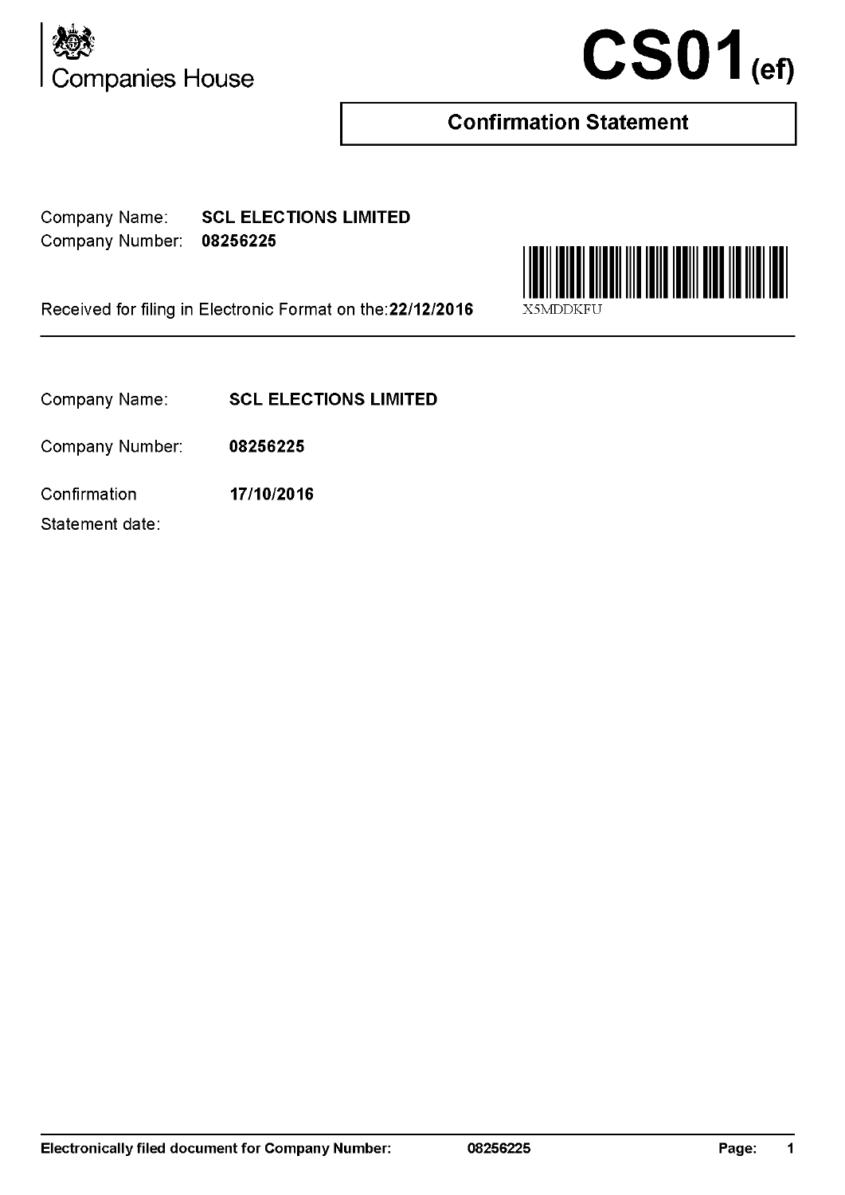Companies House

# CS01(ef)

## Confirmation Statement

Company Name: **SCL ELECTIONS LIMITED**
Company Number: **08256225**

Received for filing in Electronic Format on the: **22/12/2016**

X5MDDKFU

---

Company Name: **SCL ELECTIONS LIMITED**

Company Number: **08256225**

Confirmation Statement date: **17/10/2016**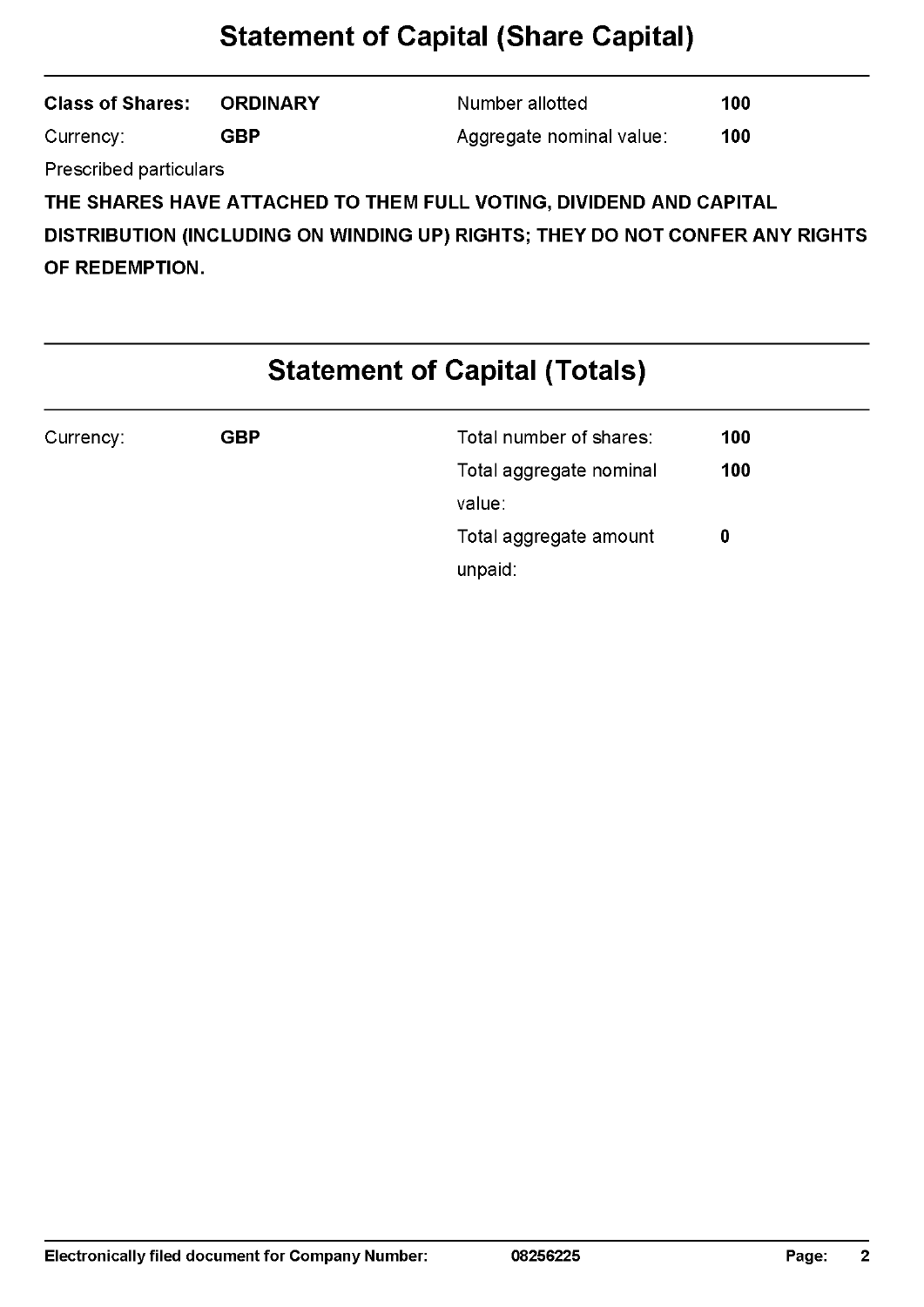# Statement of Capital (Share Capital)

| | | | |
|---|---|---|---|
| **Class of Shares:** | **ORDINARY** | Number allotted | **100** |
| Currency: | **GBP** | Aggregate nominal value: | **100** |

Prescribed particulars

**THE SHARES HAVE ATTACHED TO THEM FULL VOTING, DIVIDEND AND CAPITAL DISTRIBUTION (INCLUDING ON WINDING UP) RIGHTS; THEY DO NOT CONFER ANY RIGHTS OF REDEMPTION.**

# Statement of Capital (Totals)

| | | | |
|---|---|---|---|
| Currency: | **GBP** | Total number of shares: | **100** |
| | | Total aggregate nominal value: | **100** |
| | | Total aggregate amount unpaid: | **0** |

**Electronically filed document for Company Number:** **08256225**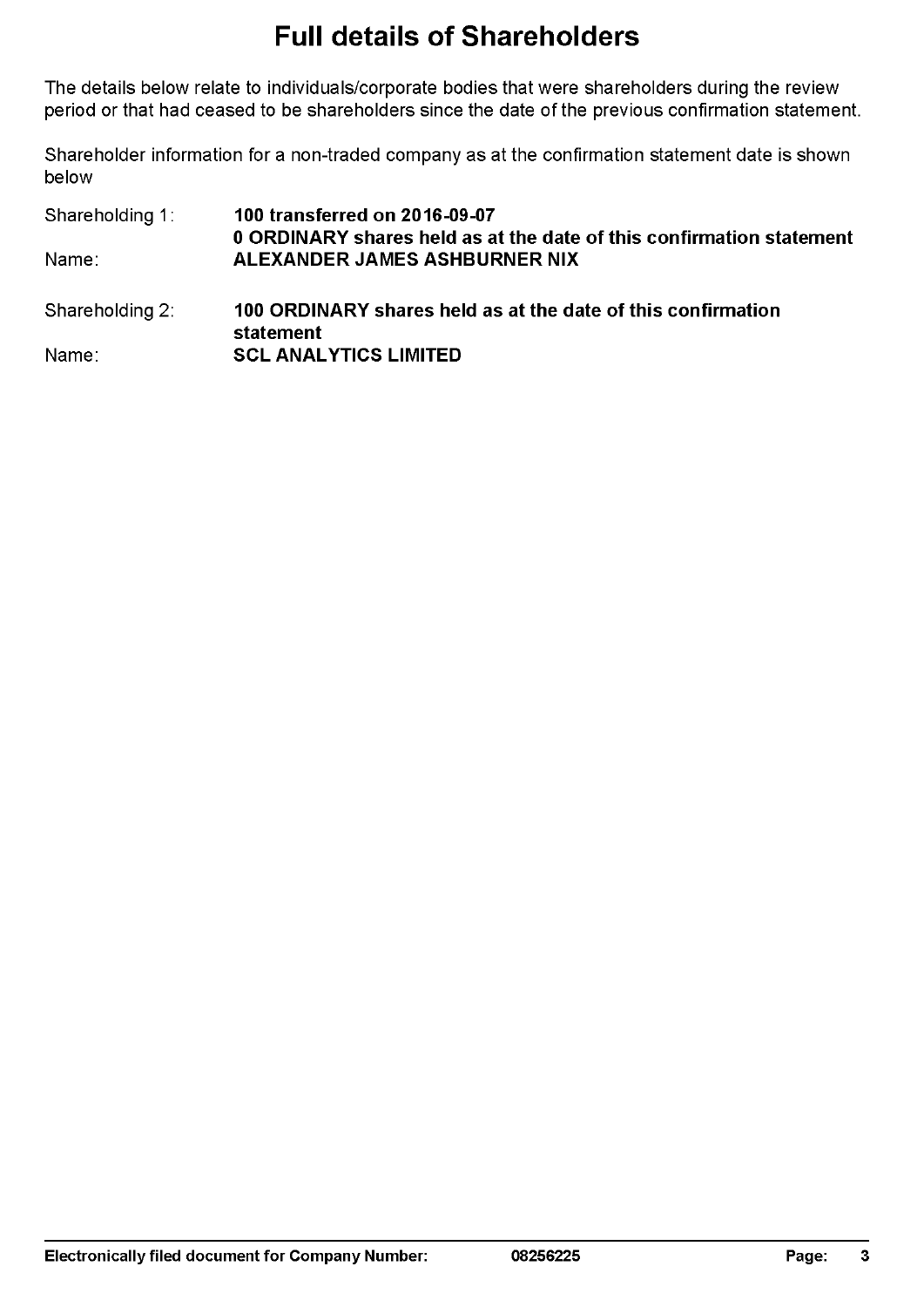# Full details of Shareholders

The details below relate to individuals/corporate bodies that were shareholders during the review period or that had ceased to be shareholders since the date of the previous confirmation statement.

Shareholder information for a non-traded company as at the confirmation statement date is shown below

Shareholding 1: **100 transferred on 2016-09-07**
**0 ORDINARY shares held as at the date of this confirmation statement**
Name: **ALEXANDER JAMES ASHBURNER NIX**

Shareholding 2: **100 ORDINARY shares held as at the date of this confirmation statement**
Name: **SCL ANALYTICS LIMITED**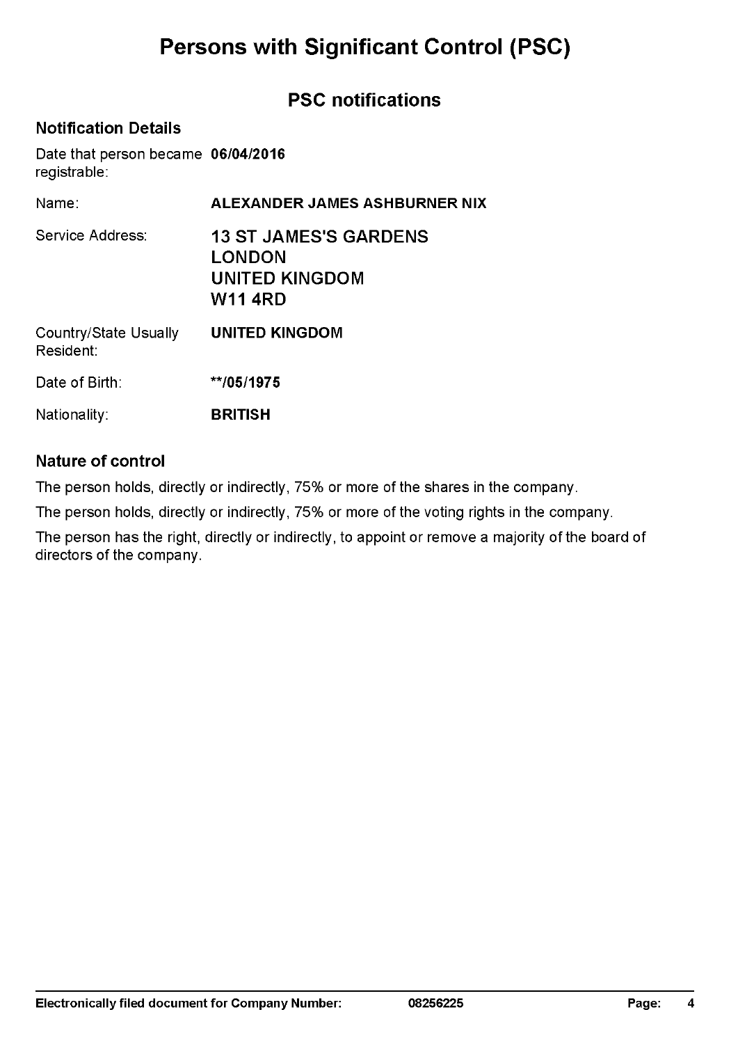# Persons with Significant Control (PSC)

## PSC notifications

### Notification Details

Date that person became registrable: **06/04/2016**

Name: **ALEXANDER JAMES ASHBURNER NIX**

Service Address: **13 ST JAMES'S GARDENS**
**LONDON**
**UNITED KINGDOM**
**W11 4RD**

Country/State Usually Resident: **UNITED KINGDOM**

Date of Birth: **\*\*/05/1975**

Nationality: **BRITISH**

### Nature of control

The person holds, directly or indirectly, 75% or more of the shares in the company.

The person holds, directly or indirectly, 75% or more of the voting rights in the company.

The person has the right, directly or indirectly, to appoint or remove a majority of the board of directors of the company.

**Electronically filed document for Company Number: 08256225**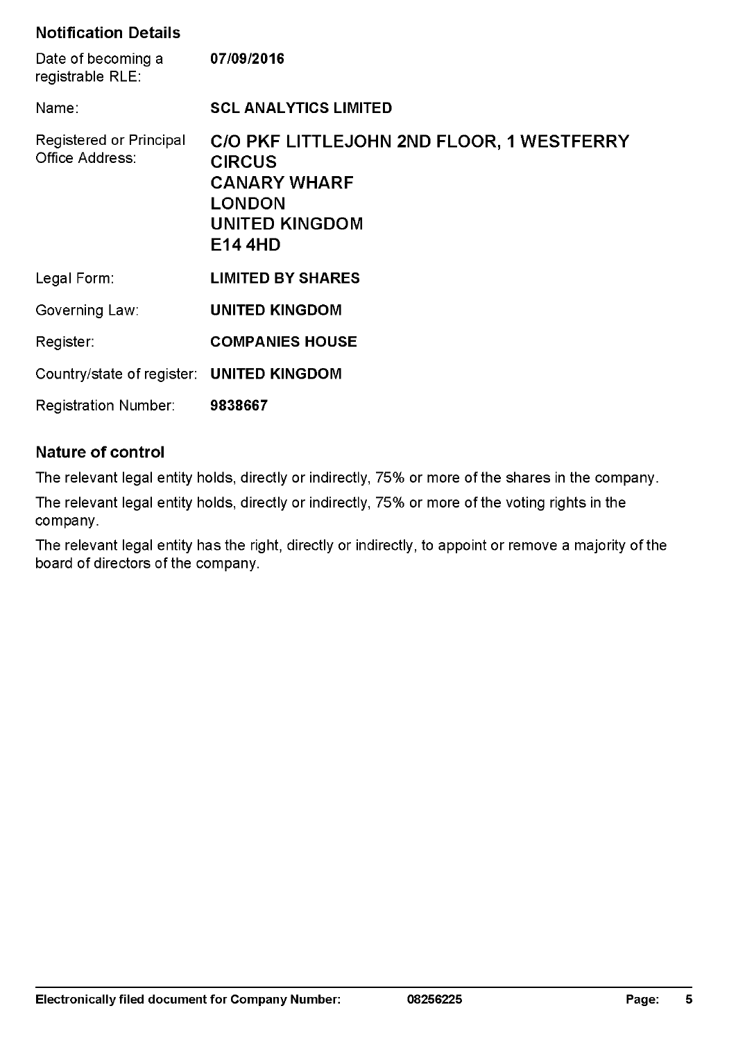## Notification Details

| | |
|---|---|
| Date of becoming a registrable RLE: | **07/09/2016** |
| Name: | **SCL ANALYTICS LIMITED** |
| Registered or Principal Office Address: | **C/O PKF LITTLEJOHN 2ND FLOOR, 1 WESTFERRY CIRCUS<br>CANARY WHARF<br>LONDON<br>UNITED KINGDOM<br>E14 4HD** |
| Legal Form: | **LIMITED BY SHARES** |
| Governing Law: | **UNITED KINGDOM** |
| Register: | **COMPANIES HOUSE** |
| Country/state of register: | **UNITED KINGDOM** |
| Registration Number: | **9838667** |

## Nature of control

The relevant legal entity holds, directly or indirectly, 75% or more of the shares in the company.

The relevant legal entity holds, directly or indirectly, 75% or more of the voting rights in the company.

The relevant legal entity has the right, directly or indirectly, to appoint or remove a majority of the board of directors of the company.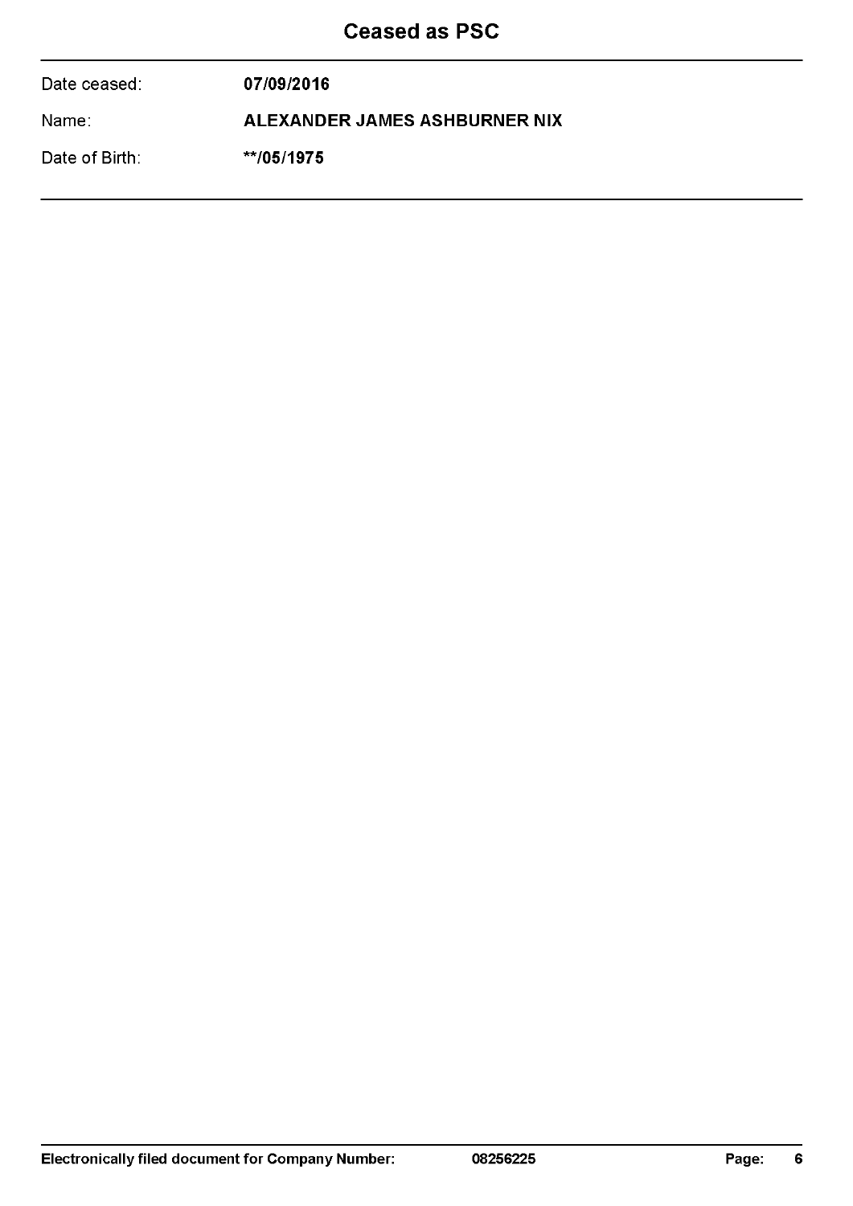# Ceased as PSC

Date ceased: **07/09/2016**

Name: **ALEXANDER JAMES ASHBURNER NIX**

Date of Birth: **\*\*/05/1975**

**Electronically filed document for Company Number: 08256225**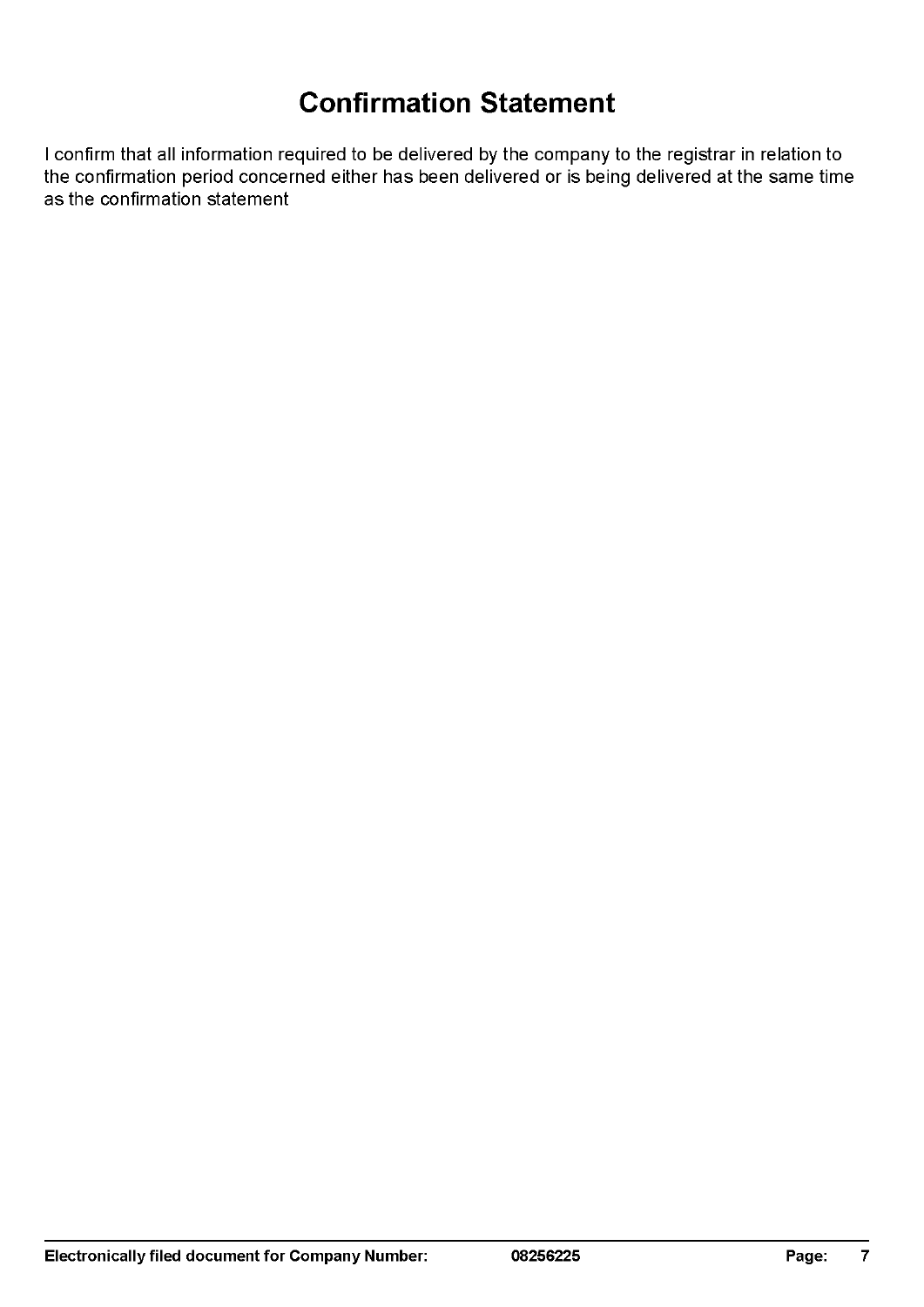# Confirmation Statement

I confirm that all information required to be delivered by the company to the registrar in relation to the confirmation period concerned either has been delivered or is being delivered at the same time as the confirmation statement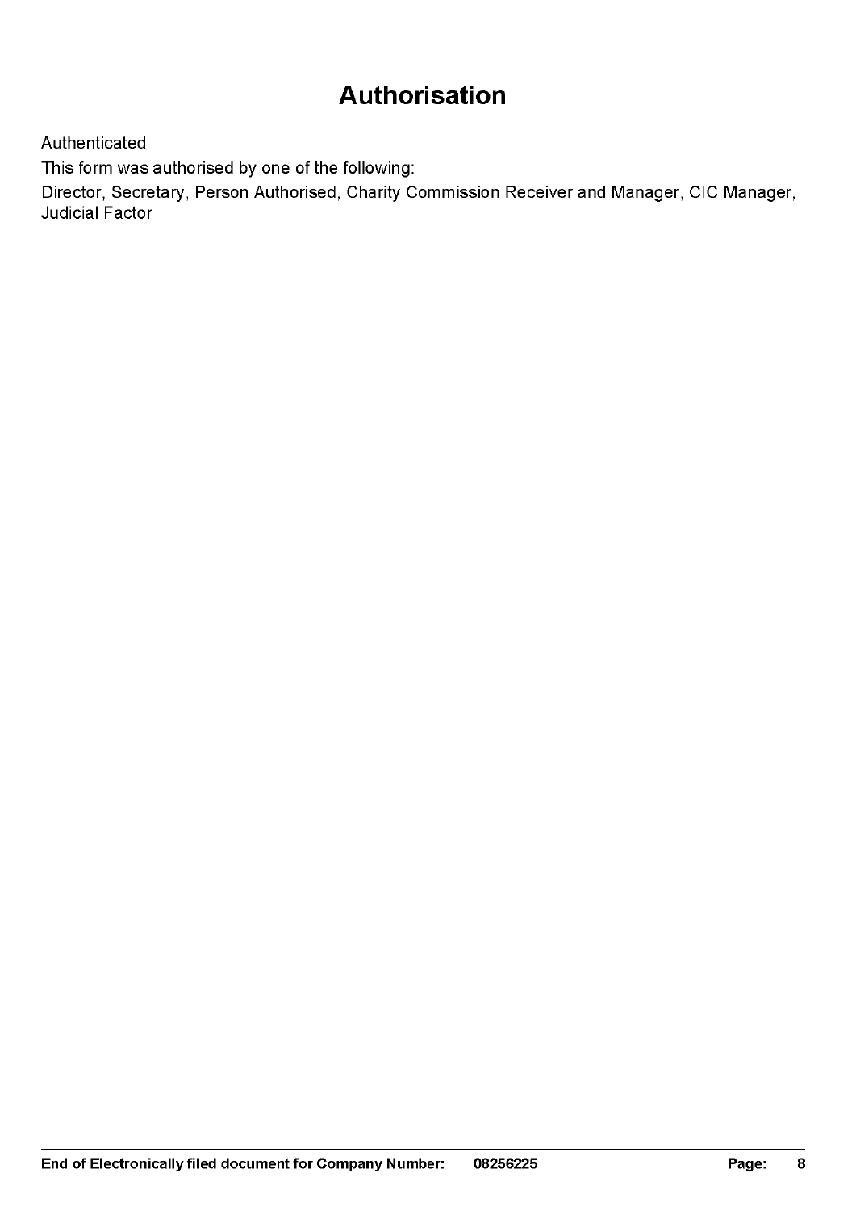# Authorisation

Authenticated

This form was authorised by one of the following:

Director, Secretary, Person Authorised, Charity Commission Receiver and Manager, CIC Manager, Judicial Factor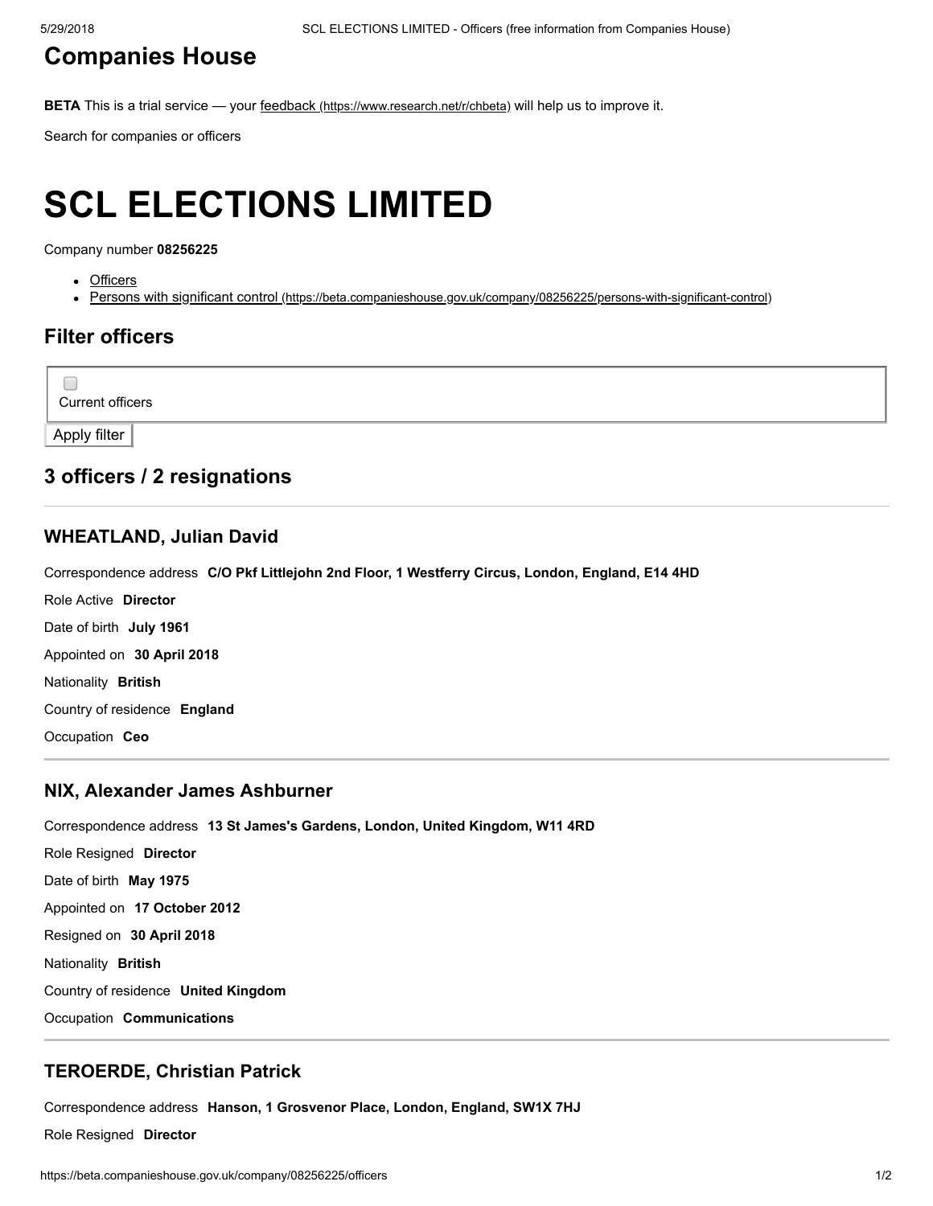# Companies House

**BETA** This is a trial service — your feedback (https://www.research.net/r/chbeta) will help us to improve it.

Search for companies or officers

# SCL ELECTIONS LIMITED

Company number **08256225**

- Officers
- Persons with significant control (https://beta.companieshouse.gov.uk/company/08256225/persons-with-significant-control)

## Filter officers

Current officers

Apply filter

## 3 officers / 2 resignations

### WHEATLAND, Julian David

Correspondence address **C/O Pkf Littlejohn 2nd Floor, 1 Westferry Circus, London, England, E14 4HD**

Role Active **Director**

Date of birth **July 1961**

Appointed on **30 April 2018**

Nationality **British**

Country of residence **England**

Occupation **Ceo**

### NIX, Alexander James Ashburner

Correspondence address **13 St James's Gardens, London, United Kingdom, W11 4RD**

Role Resigned **Director**

Date of birth **May 1975**

Appointed on **17 October 2012**

Resigned on **30 April 2018**

Nationality **British**

Country of residence **United Kingdom**

Occupation **Communications**

### TEROERDE, Christian Patrick

Correspondence address **Hanson, 1 Grosvenor Place, London, England, SW1X 7HJ**

Role Resigned **Director**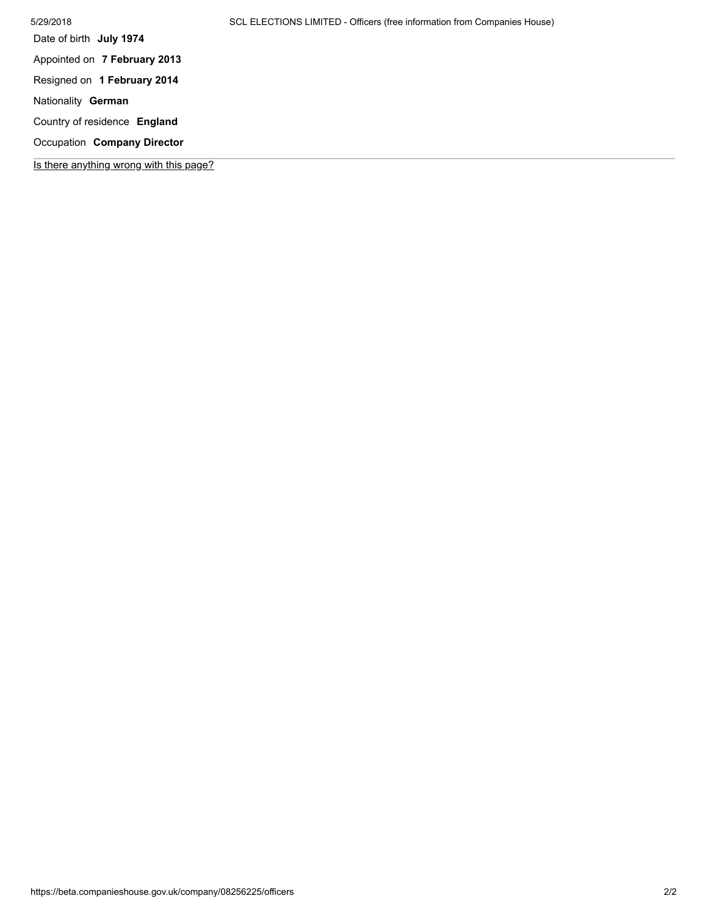Date of birth **July 1974**

Appointed on **7 February 2013**

Resigned on **1 February 2014**

Nationality **German**

Country of residence **England**

Occupation **Company Director**

---

Is there anything wrong with this page?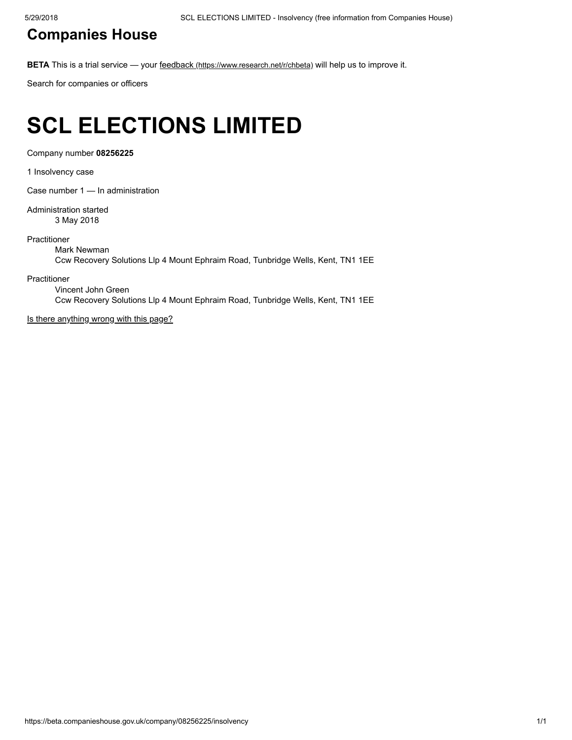## Companies House

**BETA** This is a trial service — your feedback (https://www.research.net/r/chbeta) will help us to improve it.

Search for companies or officers

# SCL ELECTIONS LIMITED

Company number **08256225**

1 Insolvency case

Case number 1 — In administration

Administration started
3 May 2018

Practitioner
Mark Newman
Ccw Recovery Solutions Llp 4 Mount Ephraim Road, Tunbridge Wells, Kent, TN1 1EE

Practitioner
Vincent John Green
Ccw Recovery Solutions Llp 4 Mount Ephraim Road, Tunbridge Wells, Kent, TN1 1EE

Is there anything wrong with this page?